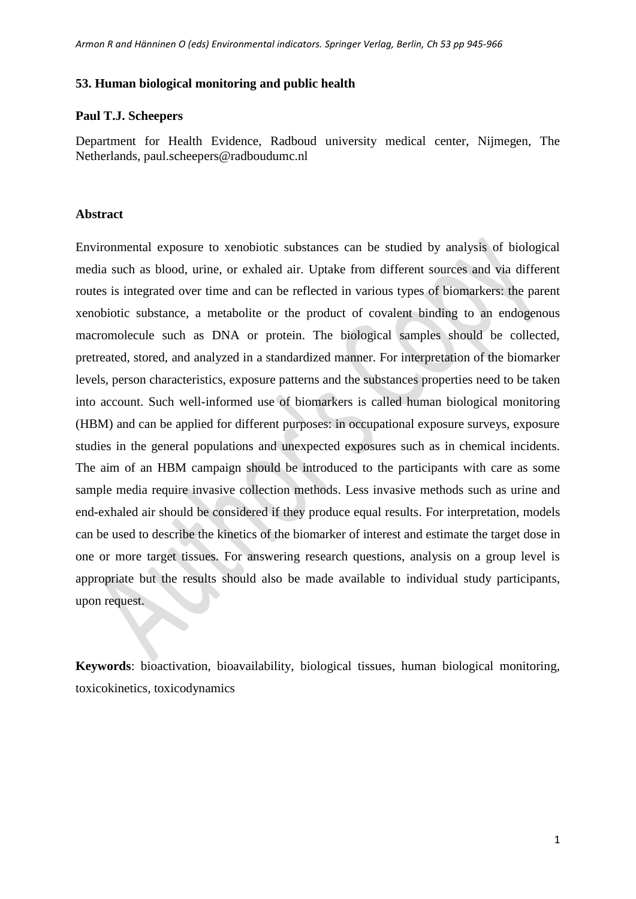# 53. Human biological monitoring and public health

**Paul T.J. Scheepers**

Department for Health Evidence, Radboud university medical center, Nijmegen, The Netherlands, paul.scheepers@radboudumc.nl

## Abstract

Environmental exposure to xenobiotic substances can be studied by analysis of biological media such as blood, urine, or exhaled air. Uptake from different sources and via different routes is integrated over time and can be reflected in various types of biomarkers: the parent xenobiotic substance, a metabolite or the product of covalent binding to an endogenous macromolecule such as DNA or protein. The biological samples should be collected, pretreated, stored, and analyzed in a standardized manner. For interpretation of the biomarker levels, person characteristics, exposure patterns and the substances properties need to be taken into account. Such well-informed use of biomarkers is called human biological monitoring (HBM) and can be applied for different purposes: in occupational exposure surveys, exposure studies in the general populations and unexpected exposures such as in chemical incidents. The aim of an HBM campaign should be introduced to the participants with care as some sample media require invasive collection methods. Less invasive methods such as urine and end-exhaled air should be considered if they produce equal results. For interpretation, models can be used to describe the kinetics of the biomarker of interest and estimate the target dose in one or more target tissues. For answering research questions, analysis on a group level is appropriate but the results should also be made available to individual study participants, upon request.

**Keywords**: bioactivation, bioavailability, biological tissues, human biological monitoring, toxicokinetics, toxicodynamics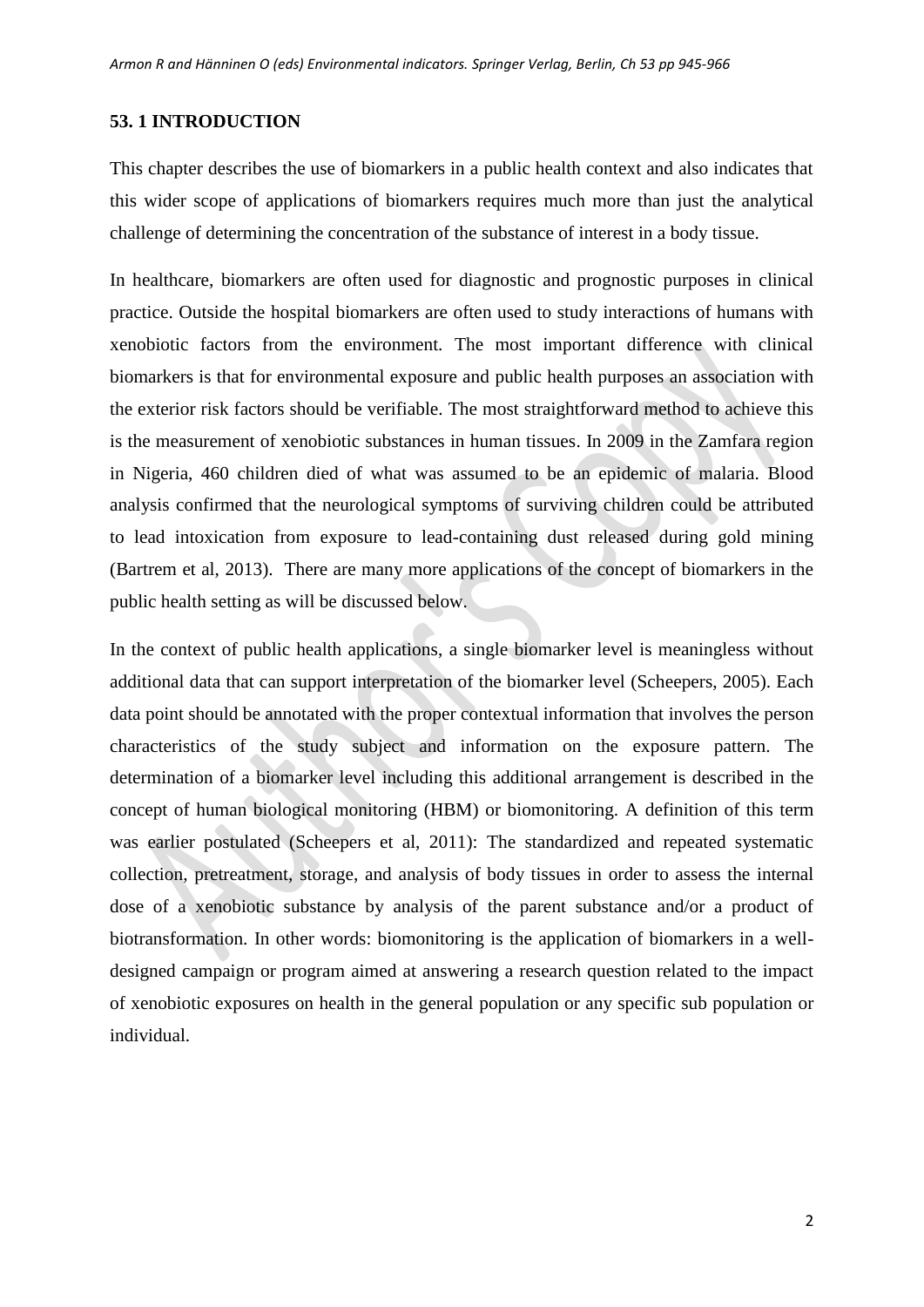## 53. 1 INTRODUCTION

This chapter describes the use of biomarkers in a public health context and also indicates that this wider scope of applications of biomarkers requires much more than just the analytical challenge of determining the concentration of the substance of interest in a body tissue.

In healthcare, biomarkers are often used for diagnostic and prognostic purposes in clinical practice. Outside the hospital biomarkers are often used to study interactions of humans with xenobiotic factors from the environment. The most important difference with clinical biomarkers is that for environmental exposure and public health purposes an association with the exterior risk factors should be verifiable. The most straightforward method to achieve this is the measurement of xenobiotic substances in human tissues. In 2009 in the Zamfara region in Nigeria, 460 children died of what was assumed to be an epidemic of malaria. Blood analysis confirmed that the neurological symptoms of surviving children could be attributed to lead intoxication from exposure to lead-containing dust released during gold mining (Bartrem et al, 2013). There are many more applications of the concept of biomarkers in the public health setting as will be discussed below.

In the context of public health applications, a single biomarker level is meaningless without additional data that can support interpretation of the biomarker level (Scheepers, 2005). Each data point should be annotated with the proper contextual information that involves the person characteristics of the study subject and information on the exposure pattern. The determination of a biomarker level including this additional arrangement is described in the concept of human biological monitoring (HBM) or biomonitoring. A definition of this term was earlier postulated (Scheepers et al, 2011): The standardized and repeated systematic collection, pretreatment, storage, and analysis of body tissues in order to assess the internal dose of a xenobiotic substance by analysis of the parent substance and/or a product of biotransformation. In other words: biomonitoring is the application of biomarkers in a well-designed campaign or program aimed at answering a research question related to the impact of xenobiotic exposures on health in the general population or any specific sub population or individual.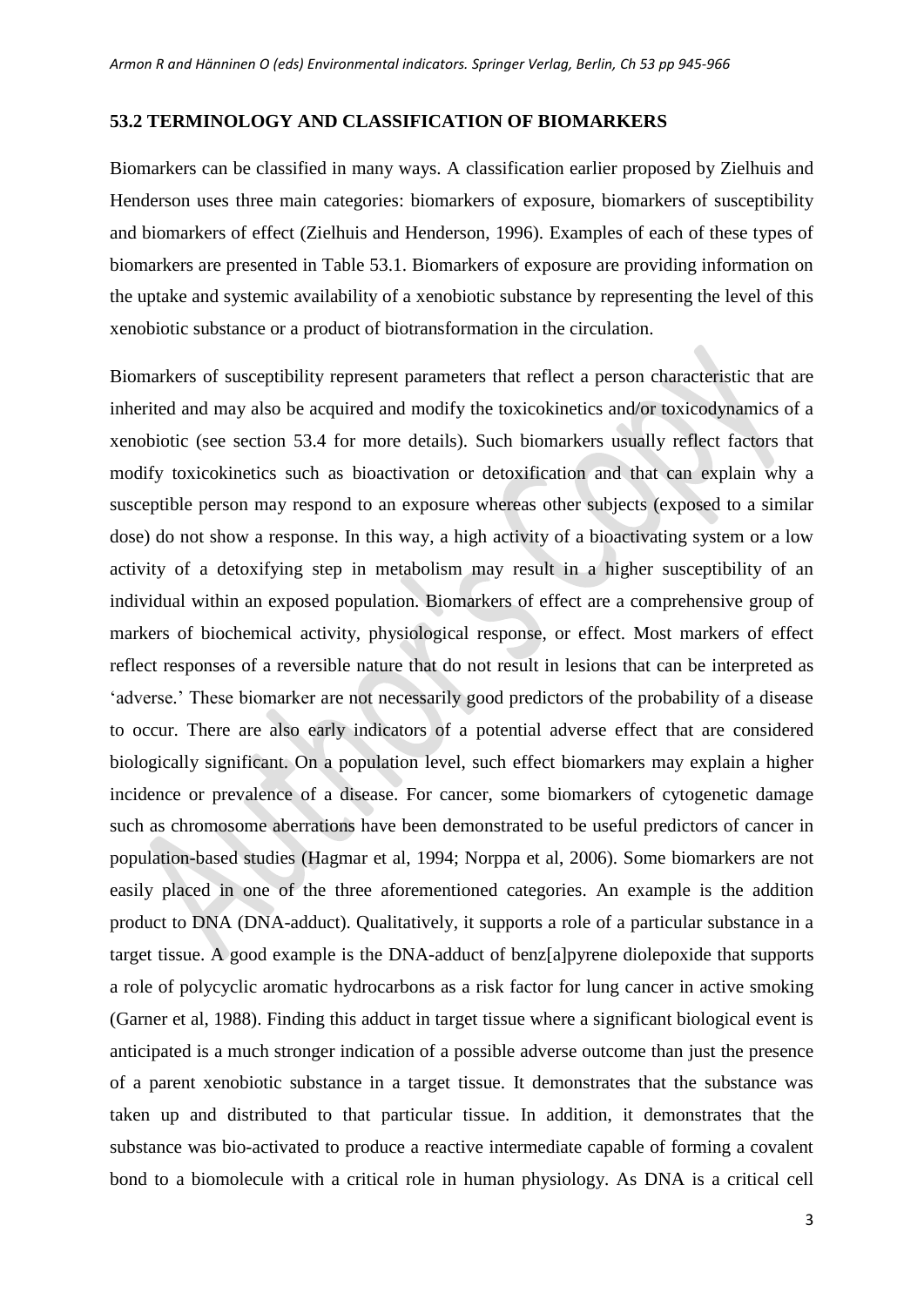## 53.2 TERMINOLOGY AND CLASSIFICATION OF BIOMARKERS

Biomarkers can be classified in many ways. A classification earlier proposed by Zielhuis and Henderson uses three main categories: biomarkers of exposure, biomarkers of susceptibility and biomarkers of effect (Zielhuis and Henderson, 1996). Examples of each of these types of biomarkers are presented in Table 53.1. Biomarkers of exposure are providing information on the uptake and systemic availability of a xenobiotic substance by representing the level of this xenobiotic substance or a product of biotransformation in the circulation.

Biomarkers of susceptibility represent parameters that reflect a person characteristic that are inherited and may also be acquired and modify the toxicokinetics and/or toxicodynamics of a xenobiotic (see section 53.4 for more details). Such biomarkers usually reflect factors that modify toxicokinetics such as bioactivation or detoxification and that can explain why a susceptible person may respond to an exposure whereas other subjects (exposed to a similar dose) do not show a response. In this way, a high activity of a bioactivating system or a low activity of a detoxifying step in metabolism may result in a higher susceptibility of an individual within an exposed population. Biomarkers of effect are a comprehensive group of markers of biochemical activity, physiological response, or effect. Most markers of effect reflect responses of a reversible nature that do not result in lesions that can be interpreted as 'adverse.' These biomarker are not necessarily good predictors of the probability of a disease to occur. There are also early indicators of a potential adverse effect that are considered biologically significant. On a population level, such effect biomarkers may explain a higher incidence or prevalence of a disease. For cancer, some biomarkers of cytogenetic damage such as chromosome aberrations have been demonstrated to be useful predictors of cancer in population-based studies (Hagmar et al, 1994; Norppa et al, 2006). Some biomarkers are not easily placed in one of the three aforementioned categories. An example is the addition product to DNA (DNA-adduct). Qualitatively, it supports a role of a particular substance in a target tissue. A good example is the DNA-adduct of benz[a]pyrene diolepoxide that supports a role of polycyclic aromatic hydrocarbons as a risk factor for lung cancer in active smoking (Garner et al, 1988). Finding this adduct in target tissue where a significant biological event is anticipated is a much stronger indication of a possible adverse outcome than just the presence of a parent xenobiotic substance in a target tissue. It demonstrates that the substance was taken up and distributed to that particular tissue. In addition, it demonstrates that the substance was bio-activated to produce a reactive intermediate capable of forming a covalent bond to a biomolecule with a critical role in human physiology. As DNA is a critical cell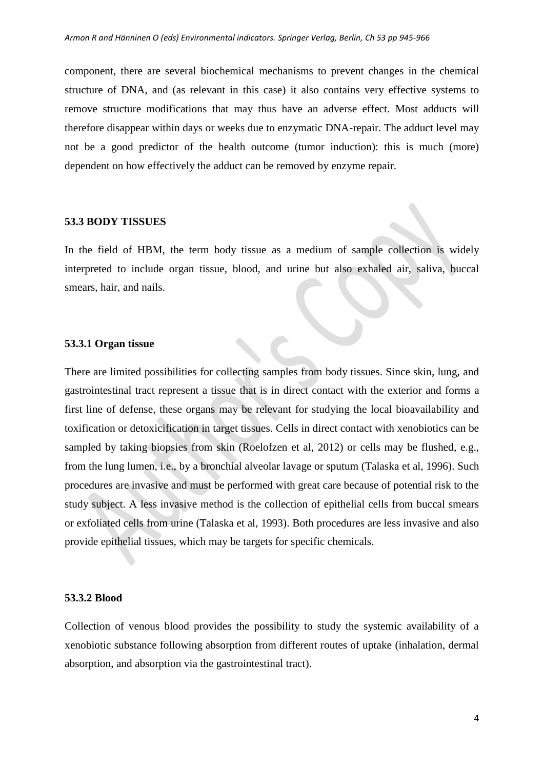component, there are several biochemical mechanisms to prevent changes in the chemical structure of DNA, and (as relevant in this case) it also contains very effective systems to remove structure modifications that may thus have an adverse effect. Most adducts will therefore disappear within days or weeks due to enzymatic DNA-repair. The adduct level may not be a good predictor of the health outcome (tumor induction): this is much (more) dependent on how effectively the adduct can be removed by enzyme repair.

## 53.3 BODY TISSUES

In the field of HBM, the term body tissue as a medium of sample collection is widely interpreted to include organ tissue, blood, and urine but also exhaled air, saliva, buccal smears, hair, and nails.

### 53.3.1 Organ tissue

There are limited possibilities for collecting samples from body tissues. Since skin, lung, and gastrointestinal tract represent a tissue that is in direct contact with the exterior and forms a first line of defense, these organs may be relevant for studying the local bioavailability and toxification or detoxicification in target tissues. Cells in direct contact with xenobiotics can be sampled by taking biopsies from skin (Roelofzen et al, 2012) or cells may be flushed, e.g., from the lung lumen, i.e., by a bronchial alveolar lavage or sputum (Talaska et al, 1996). Such procedures are invasive and must be performed with great care because of potential risk to the study subject. A less invasive method is the collection of epithelial cells from buccal smears or exfoliated cells from urine (Talaska et al, 1993). Both procedures are less invasive and also provide epithelial tissues, which may be targets for specific chemicals.

### 53.3.2 Blood

Collection of venous blood provides the possibility to study the systemic availability of a xenobiotic substance following absorption from different routes of uptake (inhalation, dermal absorption, and absorption via the gastrointestinal tract).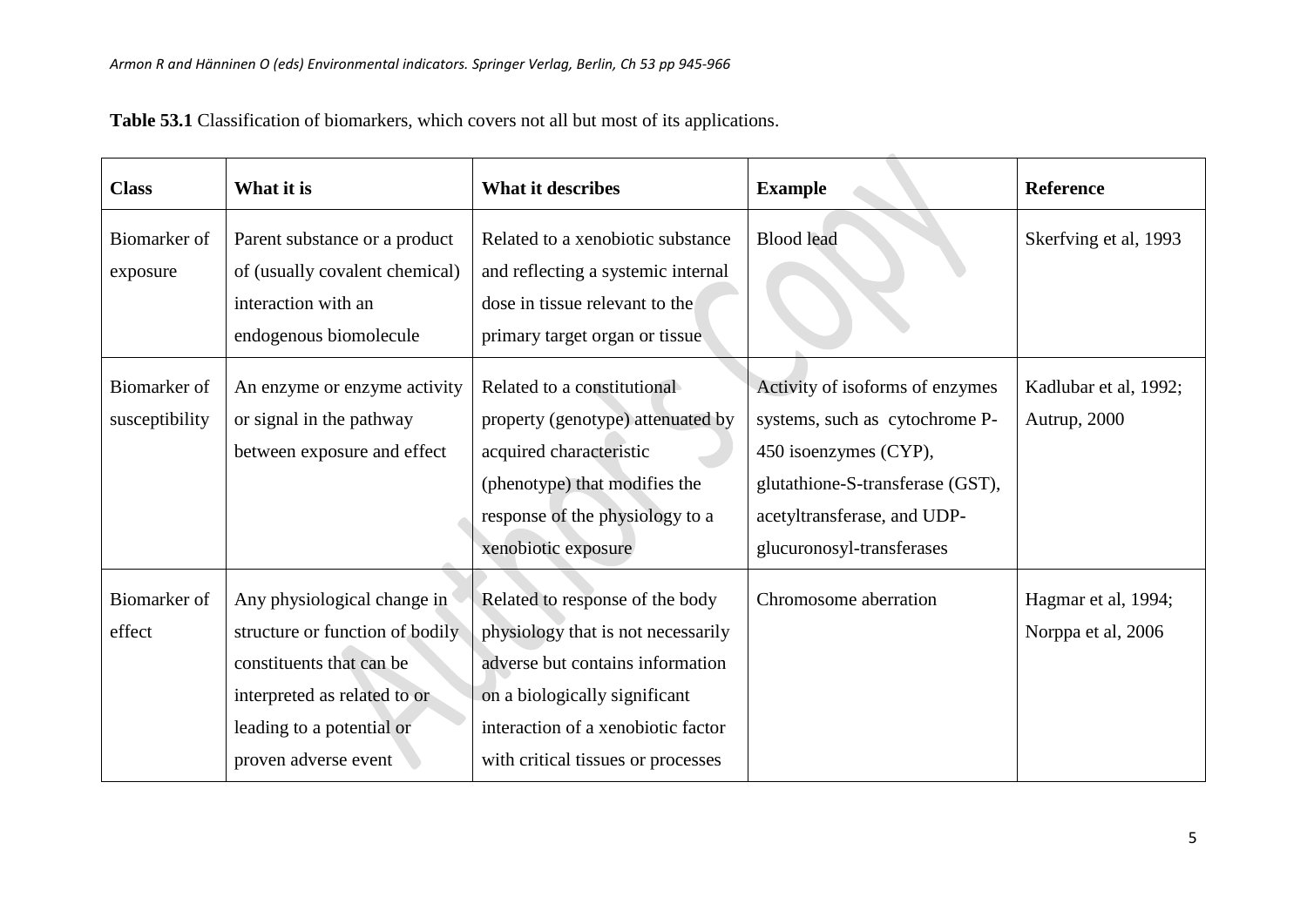**Table 53.1** Classification of biomarkers, which covers not all but most of its applications.

| Class | What it is | What it describes | Example | Reference |
|---|---|---|---|---|
| Biomarker of exposure | Parent substance or a product of (usually covalent chemical) interaction with an endogenous biomolecule | Related to a xenobiotic substance and reflecting a systemic internal dose in tissue relevant to the primary target organ or tissue | Blood lead | Skerfving et al, 1993 |
| Biomarker of susceptibility | An enzyme or enzyme activity or signal in the pathway between exposure and effect | Related to a constitutional property (genotype) attenuated by acquired characteristic (phenotype) that modifies the response of the physiology to a xenobiotic exposure | Activity of isoforms of enzymes systems, such as cytochrome P-450 isoenzymes (CYP), glutathione-S-transferase (GST), acetyltransferase, and UDP-glucuronosyl-transferases | Kadlubar et al, 1992; Autrup, 2000 |
| Biomarker of effect | Any physiological change in structure or function of bodily constituents that can be interpreted as related to or leading to a potential or proven adverse event | Related to response of the body physiology that is not necessarily adverse but contains information on a biologically significant interaction of a xenobiotic factor with critical tissues or processes | Chromosome aberration | Hagmar et al, 1994; Norppa et al, 2006 |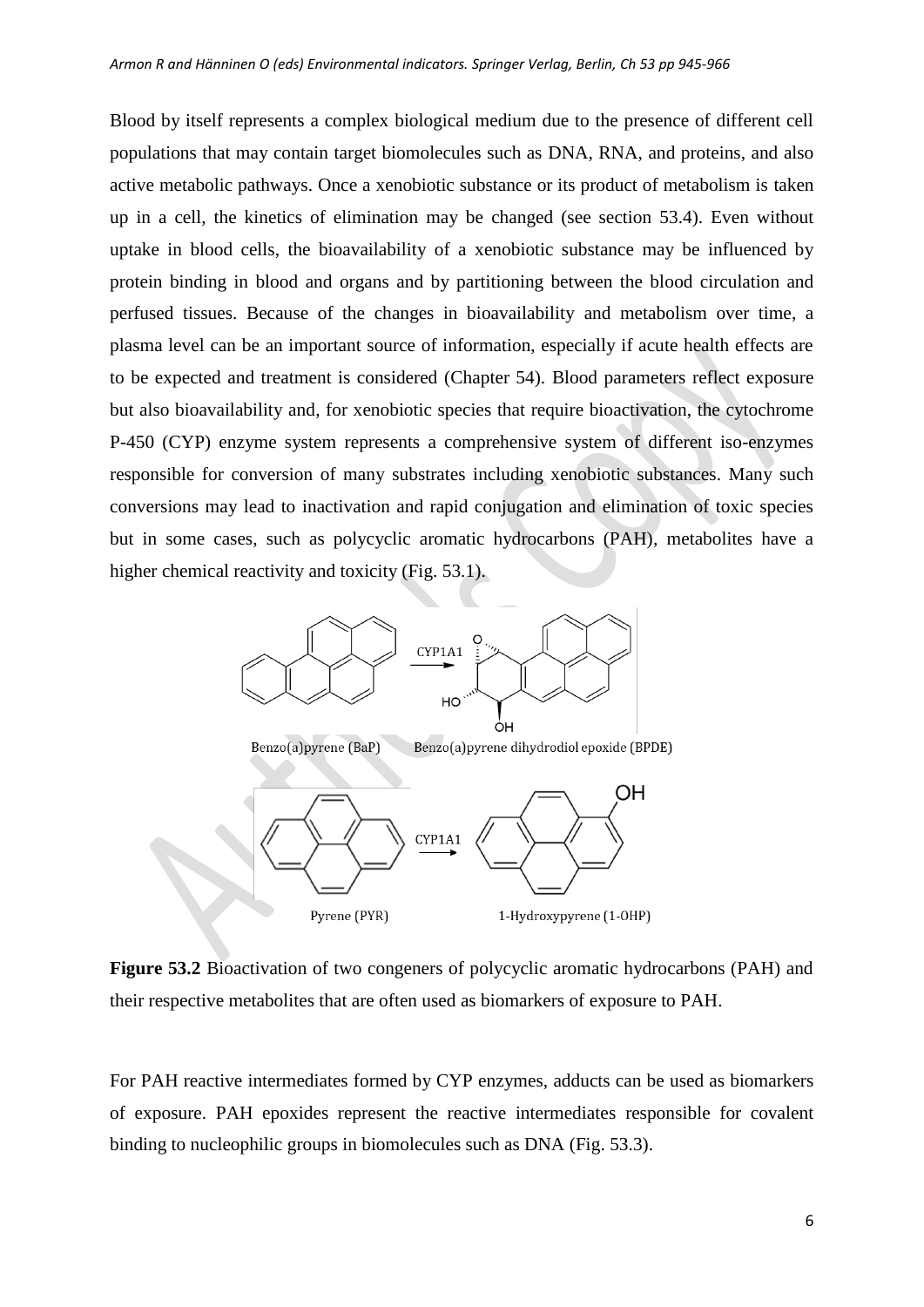Blood by itself represents a complex biological medium due to the presence of different cell populations that may contain target biomolecules such as DNA, RNA, and proteins, and also active metabolic pathways. Once a xenobiotic substance or its product of metabolism is taken up in a cell, the kinetics of elimination may be changed (see section 53.4). Even without uptake in blood cells, the bioavailability of a xenobiotic substance may be influenced by protein binding in blood and organs and by partitioning between the blood circulation and perfused tissues. Because of the changes in bioavailability and metabolism over time, a plasma level can be an important source of information, especially if acute health effects are to be expected and treatment is considered (Chapter 54). Blood parameters reflect exposure but also bioavailability and, for xenobiotic species that require bioactivation, the cytochrome P-450 (CYP) enzyme system represents a comprehensive system of different iso-enzymes responsible for conversion of many substrates including xenobiotic substances. Many such conversions may lead to inactivation and rapid conjugation and elimination of toxic species but in some cases, such as polycyclic aromatic hydrocarbons (PAH), metabolites have a higher chemical reactivity and toxicity (Fig. 53.1).

**Figure 53.2** Bioactivation of two congeners of polycyclic aromatic hydrocarbons (PAH) and their respective metabolites that are often used as biomarkers of exposure to PAH.

For PAH reactive intermediates formed by CYP enzymes, adducts can be used as biomarkers of exposure. PAH epoxides represent the reactive intermediates responsible for covalent binding to nucleophilic groups in biomolecules such as DNA (Fig. 53.3).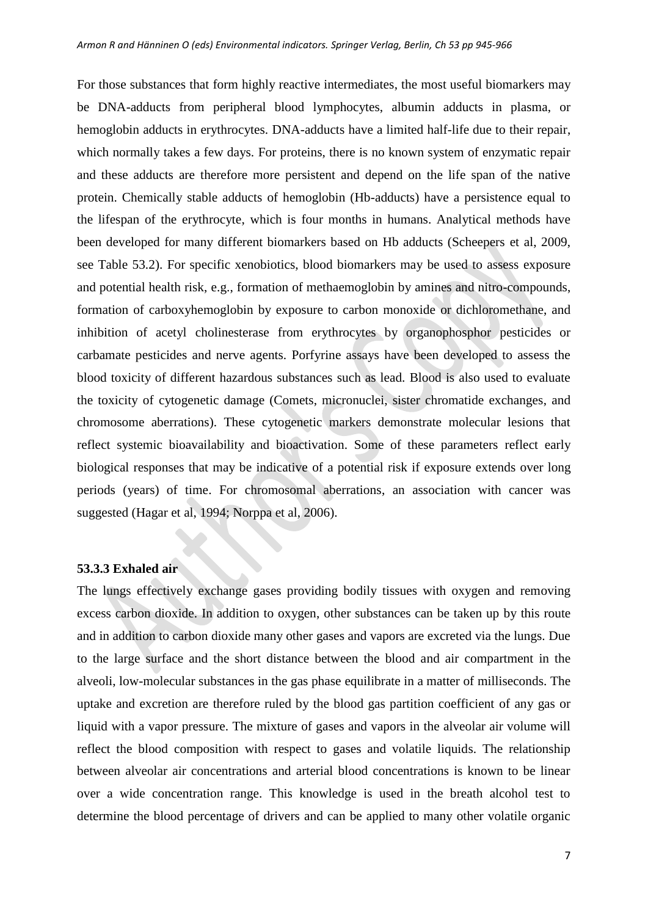For those substances that form highly reactive intermediates, the most useful biomarkers may be DNA-adducts from peripheral blood lymphocytes, albumin adducts in plasma, or hemoglobin adducts in erythrocytes. DNA-adducts have a limited half-life due to their repair, which normally takes a few days. For proteins, there is no known system of enzymatic repair and these adducts are therefore more persistent and depend on the life span of the native protein. Chemically stable adducts of hemoglobin (Hb-adducts) have a persistence equal to the lifespan of the erythrocyte, which is four months in humans. Analytical methods have been developed for many different biomarkers based on Hb adducts (Scheepers et al, 2009, see Table 53.2). For specific xenobiotics, blood biomarkers may be used to assess exposure and potential health risk, e.g., formation of methaemoglobin by amines and nitro-compounds, formation of carboxyhemoglobin by exposure to carbon monoxide or dichloromethane, and inhibition of acetyl cholinesterase from erythrocytes by organophosphor pesticides or carbamate pesticides and nerve agents. Porfyrine assays have been developed to assess the blood toxicity of different hazardous substances such as lead. Blood is also used to evaluate the toxicity of cytogenetic damage (Comets, micronuclei, sister chromatide exchanges, and chromosome aberrations). These cytogenetic markers demonstrate molecular lesions that reflect systemic bioavailability and bioactivation. Some of these parameters reflect early biological responses that may be indicative of a potential risk if exposure extends over long periods (years) of time. For chromosomal aberrations, an association with cancer was suggested (Hagar et al, 1994; Norppa et al, 2006).

### 53.3.3 Exhaled air

The lungs effectively exchange gases providing bodily tissues with oxygen and removing excess carbon dioxide. In addition to oxygen, other substances can be taken up by this route and in addition to carbon dioxide many other gases and vapors are excreted via the lungs. Due to the large surface and the short distance between the blood and air compartment in the alveoli, low-molecular substances in the gas phase equilibrate in a matter of milliseconds. The uptake and excretion are therefore ruled by the blood gas partition coefficient of any gas or liquid with a vapor pressure. The mixture of gases and vapors in the alveolar air volume will reflect the blood composition with respect to gases and volatile liquids. The relationship between alveolar air concentrations and arterial blood concentrations is known to be linear over a wide concentration range. This knowledge is used in the breath alcohol test to determine the blood percentage of drivers and can be applied to many other volatile organic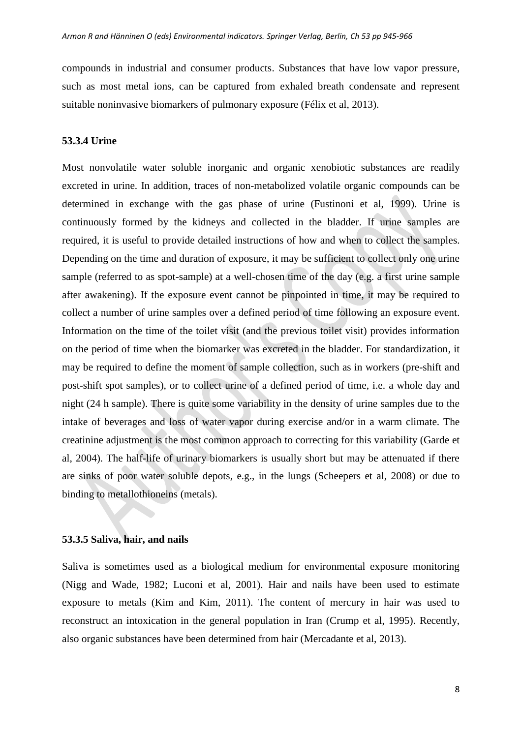compounds in industrial and consumer products. Substances that have low vapor pressure, such as most metal ions, can be captured from exhaled breath condensate and represent suitable noninvasive biomarkers of pulmonary exposure (Félix et al, 2013).

### 53.3.4 Urine

Most nonvolatile water soluble inorganic and organic xenobiotic substances are readily excreted in urine. In addition, traces of non-metabolized volatile organic compounds can be determined in exchange with the gas phase of urine (Fustinoni et al, 1999). Urine is continuously formed by the kidneys and collected in the bladder. If urine samples are required, it is useful to provide detailed instructions of how and when to collect the samples. Depending on the time and duration of exposure, it may be sufficient to collect only one urine sample (referred to as spot-sample) at a well-chosen time of the day (e.g. a first urine sample after awakening). If the exposure event cannot be pinpointed in time, it may be required to collect a number of urine samples over a defined period of time following an exposure event. Information on the time of the toilet visit (and the previous toilet visit) provides information on the period of time when the biomarker was excreted in the bladder. For standardization, it may be required to define the moment of sample collection, such as in workers (pre-shift and post-shift spot samples), or to collect urine of a defined period of time, i.e. a whole day and night (24 h sample). There is quite some variability in the density of urine samples due to the intake of beverages and loss of water vapor during exercise and/or in a warm climate. The creatinine adjustment is the most common approach to correcting for this variability (Garde et al, 2004). The half-life of urinary biomarkers is usually short but may be attenuated if there are sinks of poor water soluble depots, e.g., in the lungs (Scheepers et al, 2008) or due to binding to metallothioneins (metals).

### 53.3.5 Saliva, hair, and nails

Saliva is sometimes used as a biological medium for environmental exposure monitoring (Nigg and Wade, 1982; Luconi et al, 2001). Hair and nails have been used to estimate exposure to metals (Kim and Kim, 2011). The content of mercury in hair was used to reconstruct an intoxication in the general population in Iran (Crump et al, 1995). Recently, also organic substances have been determined from hair (Mercadante et al, 2013).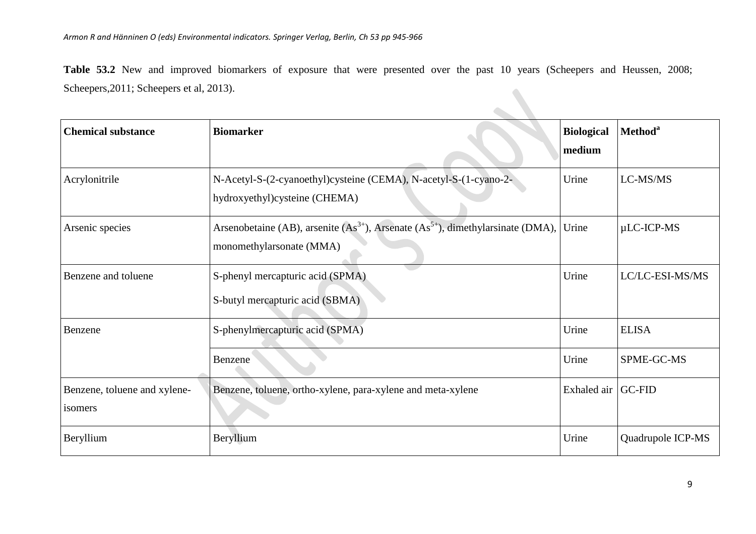**Table 53.2** New and improved biomarkers of exposure that were presented over the past 10 years (Scheepers and Heussen, 2008; Scheepers,2011; Scheepers et al, 2013).

| Chemical substance | Biomarker | Biological medium | Method[a] |
|---|---|---|---|
| Acrylonitrile | N-Acetyl-S-(2-cyanoethyl)cysteine (CEMA), N-acetyl-S-(1-cyano-2-hydroxyethyl)cysteine (CHEMA) | Urine | LC-MS/MS |
| Arsenic species | Arsenobetaine (AB), arsenite ($As^{3+}$), Arsenate ($As^{5+}$), dimethylarsinate (DMA), monomethylarsonate (MMA) | Urine | µLC-ICP-MS |
| Benzene and toluene | S-phenyl mercapturic acid (SPMA)<br>S-butyl mercapturic acid (SBMA) | Urine | LC/LC-ESI-MS/MS |
| Benzene | S-phenylmercapturic acid (SPMA) | Urine | ELISA |
| | Benzene | Urine | SPME-GC-MS |
| Benzene, toluene and xylene-isomers | Benzene, toluene, ortho-xylene, para-xylene and meta-xylene | Exhaled air | GC-FID |
| Beryllium | Beryllium | Urine | Quadrupole ICP-MS |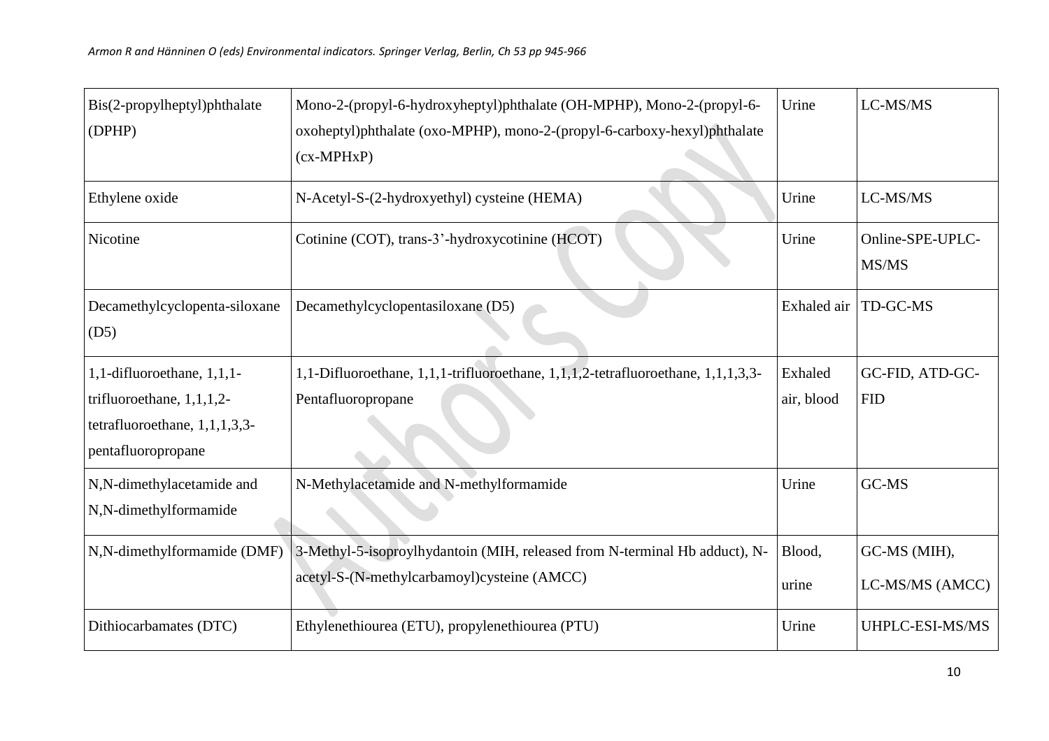| Bis(2-propylheptyl)phthalate (DPHP) | Mono-2-(propyl-6-hydroxyheptyl)phthalate (OH-MPHP), Mono-2-(propyl-6-oxoheptyl)phthalate (oxo-MPHP), mono-2-(propyl-6-carboxy-hexyl)phthalate (cx-MPHxP) | Urine | LC-MS/MS |
|---|---|---|---|
| Ethylene oxide | N-Acetyl-S-(2-hydroxyethyl) cysteine (HEMA) | Urine | LC-MS/MS |
| Nicotine | Cotinine (COT), trans-3'-hydroxycotinine (HCOT) | Urine | Online-SPE-UPLC-MS/MS |
| Decamethylcyclopenta-siloxane (D5) | Decamethylcyclopentasiloxane (D5) | Exhaled air | TD-GC-MS |
| 1,1-difluoroethane, 1,1,1-trifluoroethane, 1,1,1,2-tetrafluoroethane, 1,1,1,3,3-pentafluoropropane | 1,1-Difluoroethane, 1,1,1-trifluoroethane, 1,1,1,2-tetrafluoroethane, 1,1,1,3,3-Pentafluoropropane | Exhaled air, blood | GC-FID, ATD-GC-FID |
| N,N-dimethylacetamide and N,N-dimethylformamide | N-Methylacetamide and N-methylformamide | Urine | GC-MS |
| N,N-dimethylformamide (DMF) | 3-Methyl-5-isoproylhydantoin (MIH, released from N-terminal Hb adduct), N-acetyl-S-(N-methylcarbamoyl)cysteine (AMCC) | Blood, urine | GC-MS (MIH), LC-MS/MS (AMCC) |
| Dithiocarbamates (DTC) | Ethylenethiourea (ETU), propylenethiourea (PTU) | Urine | UHPLC-ESI-MS/MS |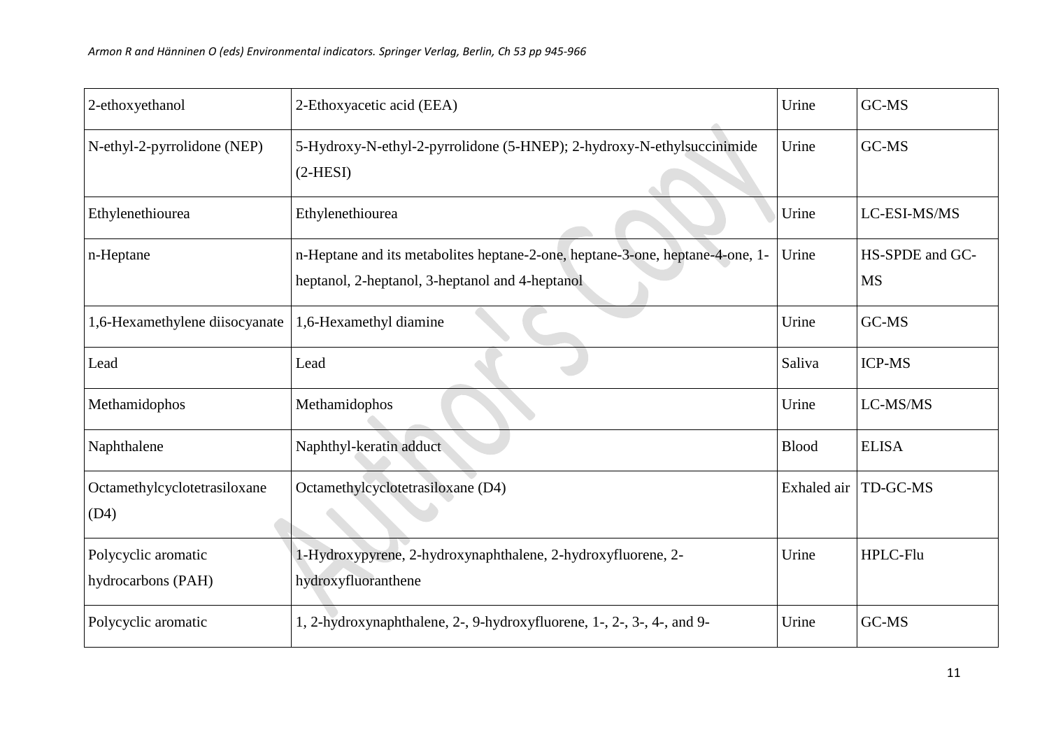| | | | |
|---|---|---|---|
| 2-ethoxyethanol | 2-Ethoxyacetic acid (EEA) | Urine | GC-MS |
| N-ethyl-2-pyrrolidone (NEP) | 5-Hydroxy-N-ethyl-2-pyrrolidone (5-HNEP); 2-hydroxy-N-ethylsuccinimide (2-HESI) | Urine | GC-MS |
| Ethylenethiourea | Ethylenethiourea | Urine | LC-ESI-MS/MS |
| n-Heptane | n-Heptane and its metabolites heptane-2-one, heptane-3-one, heptane-4-one, 1-heptanol, 2-heptanol, 3-heptanol and 4-heptanol | Urine | HS-SPDE and GC-MS |
| 1,6-Hexamethylene diisocyanate | 1,6-Hexamethyl diamine | Urine | GC-MS |
| Lead | Lead | Saliva | ICP-MS |
| Methamidophos | Methamidophos | Urine | LC-MS/MS |
| Naphthalene | Naphthyl-keratin adduct | Blood | ELISA |
| Octamethylcyclotetrasiloxane (D4) | Octamethylcyclotetrasiloxane (D4) | Exhaled air | TD-GC-MS |
| Polycyclic aromatic hydrocarbons (PAH) | 1-Hydroxypyrene, 2-hydroxynaphthalene, 2-hydroxyfluorene, 2-hydroxyfluoranthene | Urine | HPLC-Flu |
| Polycyclic aromatic | 1, 2-hydroxynaphthalene, 2-, 9-hydroxyfluorene, 1-, 2-, 3-, 4-, and 9- | Urine | GC-MS |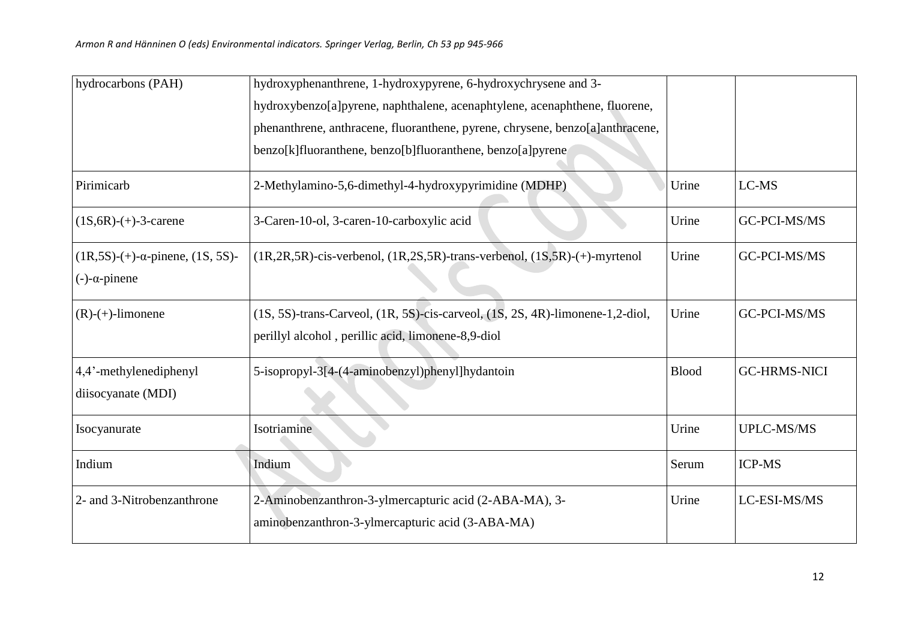| hydrocarbons (PAH) | hydroxyphenanthrene, 1-hydroxypyrene, 6-hydroxychrysene and 3-hydroxybenzo[a]pyrene, naphthalene, acenaphtylene, acenaphthene, fluorene, phenanthrene, anthracene, fluoranthene, pyrene, chrysene, benzo[a]anthracene, benzo[k]fluoranthene, benzo[b]fluoranthene, benzo[a]pyrene | | |
|---|---|---|---|
| Pirimicarb | 2-Methylamino-5,6-dimethyl-4-hydroxypyrimidine (MDHP) | Urine | LC-MS |
| (1S,6R)-(+)-3-carene | 3-Caren-10-ol, 3-caren-10-carboxylic acid | Urine | GC-PCI-MS/MS |
| (1R,5S)-(+)-α-pinene, (1S, 5S)-(-)-α-pinene | (1R,2R,5R)-cis-verbenol, (1R,2S,5R)-trans-verbenol, (1S,5R)-(+)-myrtenol | Urine | GC-PCI-MS/MS |
| (R)-(+)-limonene | (1S, 5S)-trans-Carveol, (1R, 5S)-cis-carveol, (1S, 2S, 4R)-limonene-1,2-diol, perillyl alcohol , perillic acid, limonene-8,9-diol | Urine | GC-PCI-MS/MS |
| 4,4'-methylenediphenyl diisocyanate (MDI) | 5-isopropyl-3[4-(4-aminobenzyl)phenyl]hydantoin | Blood | GC-HRMS-NICI |
| Isocyanurate | Isotriamine | Urine | UPLC-MS/MS |
| Indium | Indium | Serum | ICP-MS |
| 2- and 3-Nitrobenzanthrone | 2-Aminobenzanthron-3-ylmercapturic acid (2-ABA-MA), 3-aminobenzanthron-3-ylmercapturic acid (3-ABA-MA) | Urine | LC-ESI-MS/MS |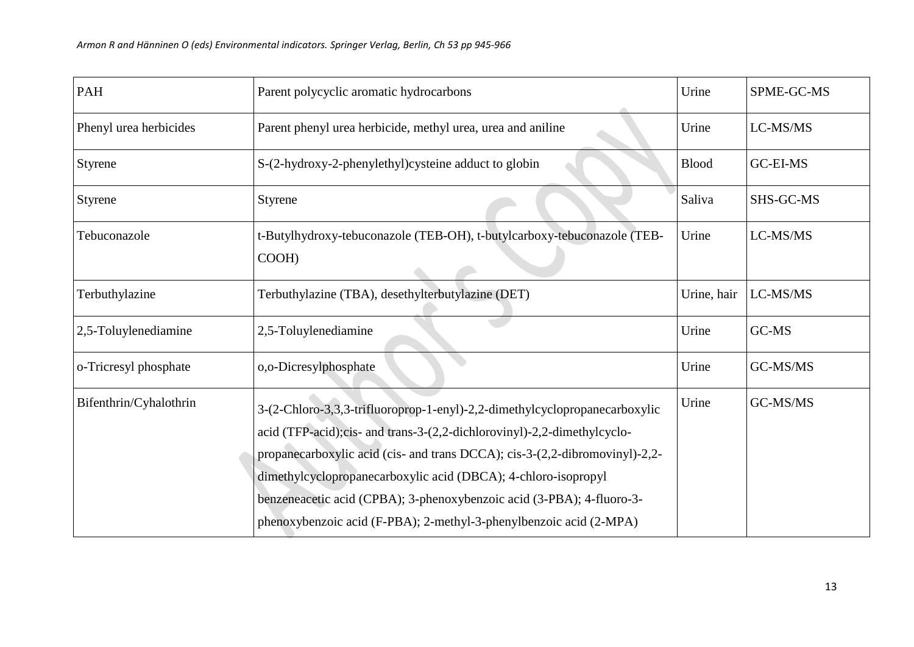| PAH | Parent polycyclic aromatic hydrocarbons | Urine | SPME-GC-MS |
|---|---|---|---|
| Phenyl urea herbicides | Parent phenyl urea herbicide, methyl urea, urea and aniline | Urine | LC-MS/MS |
| Styrene | S-(2-hydroxy-2-phenylethyl)cysteine adduct to globin | Blood | GC-EI-MS |
| Styrene | Styrene | Saliva | SHS-GC-MS |
| Tebuconazole | t-Butylhydroxy-tebuconazole (TEB-OH), t-butylcarboxy-tebuconazole (TEB-COOH) | Urine | LC-MS/MS |
| Terbuthylazine | Terbuthylazine (TBA), desethylterbutylazine (DET) | Urine, hair | LC-MS/MS |
| 2,5-Toluylenediamine | 2,5-Toluylenediamine | Urine | GC-MS |
| o-Tricresyl phosphate | o,o-Dicresylphosphate | Urine | GC-MS/MS |
| Bifenthrin/Cyhalothrin | 3-(2-Chloro-3,3,3-trifluoroprop-1-enyl)-2,2-dimethylcyclopropanecarboxylic acid (TFP-acid);cis- and trans-3-(2,2-dichlorovinyl)-2,2-dimethylcyclo-propanecarboxylic acid (cis- and trans DCCA); cis-3-(2,2-dibromovinyl)-2,2-dimethylcyclopropanecarboxylic acid (DBCA); 4-chloro-isopropyl benzeneacetic acid (CPBA); 3-phenoxybenzoic acid (3-PBA); 4-fluoro-3-phenoxybenzoic acid (F-PBA); 2-methyl-3-phenylbenzoic acid (2-MPA) | Urine | GC-MS/MS |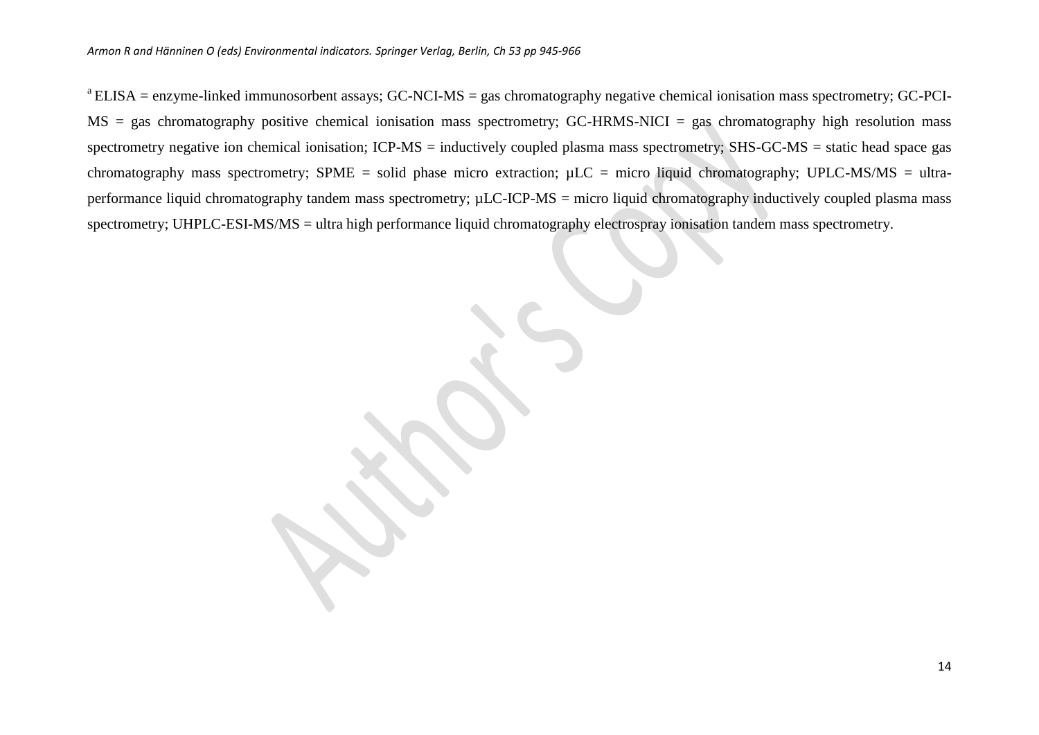[a] ELISA = enzyme-linked immunosorbent assays; GC-NCI-MS = gas chromatography negative chemical ionisation mass spectrometry; GC-PCI-MS = gas chromatography positive chemical ionisation mass spectrometry; GC-HRMS-NICI = gas chromatography high resolution mass spectrometry negative ion chemical ionisation; ICP-MS = inductively coupled plasma mass spectrometry; SHS-GC-MS = static head space gas chromatography mass spectrometry; SPME = solid phase micro extraction; µLC = micro liquid chromatography; UPLC-MS/MS = ultra-performance liquid chromatography tandem mass spectrometry; µLC-ICP-MS = micro liquid chromatography inductively coupled plasma mass spectrometry; UHPLC-ESI-MS/MS = ultra high performance liquid chromatography electrospray ionisation tandem mass spectrometry.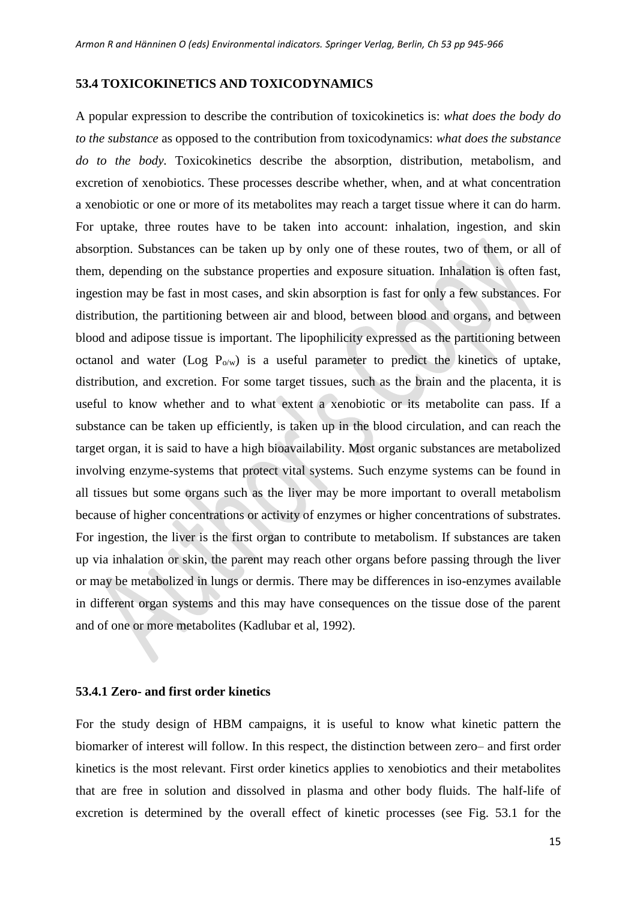## 53.4 TOXICOKINETICS AND TOXICODYNAMICS

A popular expression to describe the contribution of toxicokinetics is: *what does the body do to the substance* as opposed to the contribution from toxicodynamics: *what does the substance do to the body.* Toxicokinetics describe the absorption, distribution, metabolism, and excretion of xenobiotics. These processes describe whether, when, and at what concentration a xenobiotic or one or more of its metabolites may reach a target tissue where it can do harm. For uptake, three routes have to be taken into account: inhalation, ingestion, and skin absorption. Substances can be taken up by only one of these routes, two of them, or all of them, depending on the substance properties and exposure situation. Inhalation is often fast, ingestion may be fast in most cases, and skin absorption is fast for only a few substances. For distribution, the partitioning between air and blood, between blood and organs, and between blood and adipose tissue is important. The lipophilicity expressed as the partitioning between octanol and water (Log $P_{o/w}$) is a useful parameter to predict the kinetics of uptake, distribution, and excretion. For some target tissues, such as the brain and the placenta, it is useful to know whether and to what extent a xenobiotic or its metabolite can pass. If a substance can be taken up efficiently, is taken up in the blood circulation, and can reach the target organ, it is said to have a high bioavailability. Most organic substances are metabolized involving enzyme-systems that protect vital systems. Such enzyme systems can be found in all tissues but some organs such as the liver may be more important to overall metabolism because of higher concentrations or activity of enzymes or higher concentrations of substrates. For ingestion, the liver is the first organ to contribute to metabolism. If substances are taken up via inhalation or skin, the parent may reach other organs before passing through the liver or may be metabolized in lungs or dermis. There may be differences in iso-enzymes available in different organ systems and this may have consequences on the tissue dose of the parent and of one or more metabolites (Kadlubar et al, 1992).

### 53.4.1 Zero- and first order kinetics

For the study design of HBM campaigns, it is useful to know what kinetic pattern the biomarker of interest will follow. In this respect, the distinction between zero– and first order kinetics is the most relevant. First order kinetics applies to xenobiotics and their metabolites that are free in solution and dissolved in plasma and other body fluids. The half-life of excretion is determined by the overall effect of kinetic processes (see Fig. 53.1 for the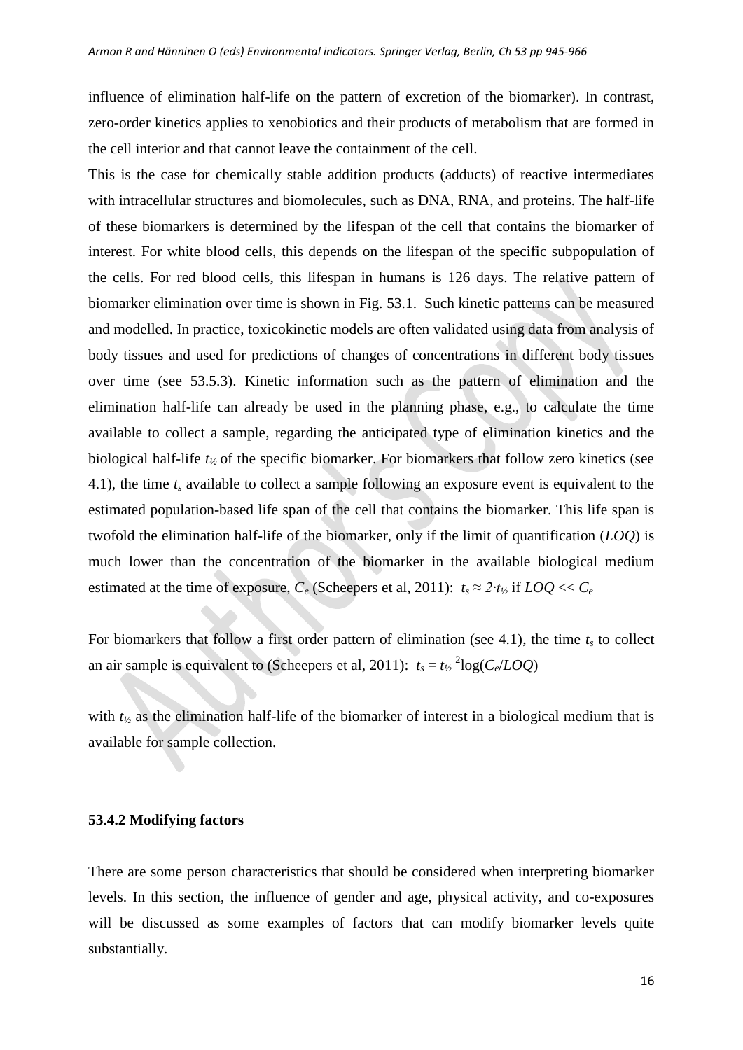influence of elimination half-life on the pattern of excretion of the biomarker). In contrast, zero-order kinetics applies to xenobiotics and their products of metabolism that are formed in the cell interior and that cannot leave the containment of the cell.

This is the case for chemically stable addition products (adducts) of reactive intermediates with intracellular structures and biomolecules, such as DNA, RNA, and proteins. The half-life of these biomarkers is determined by the lifespan of the cell that contains the biomarker of interest. For white blood cells, this depends on the lifespan of the specific subpopulation of the cells. For red blood cells, this lifespan in humans is 126 days. The relative pattern of biomarker elimination over time is shown in Fig. 53.1. Such kinetic patterns can be measured and modelled. In practice, toxicokinetic models are often validated using data from analysis of body tissues and used for predictions of changes of concentrations in different body tissues over time (see 53.5.3). Kinetic information such as the pattern of elimination and the elimination half-life can already be used in the planning phase, e.g., to calculate the time available to collect a sample, regarding the anticipated type of elimination kinetics and the biological half-life $t_{½}$ of the specific biomarker. For biomarkers that follow zero kinetics (see 4.1), the time $t_s$ available to collect a sample following an exposure event is equivalent to the estimated population-based life span of the cell that contains the biomarker. This life span is twofold the elimination half-life of the biomarker, only if the limit of quantification (*LOQ*) is much lower than the concentration of the biomarker in the available biological medium estimated at the time of exposure, $C_e$ (Scheepers et al, 2011): $t_s \approx 2 \cdot t_{½}$ if $LOQ << C_e$

For biomarkers that follow a first order pattern of elimination (see 4.1), the time $t_s$ to collect an air sample is equivalent to (Scheepers et al, 2011): $t_s = t_{½} \, {}^{2}\log(C_e/LOQ)$

with $t_{½}$ as the elimination half-life of the biomarker of interest in a biological medium that is available for sample collection.

### 53.4.2 Modifying factors

There are some person characteristics that should be considered when interpreting biomarker levels. In this section, the influence of gender and age, physical activity, and co-exposures will be discussed as some examples of factors that can modify biomarker levels quite substantially.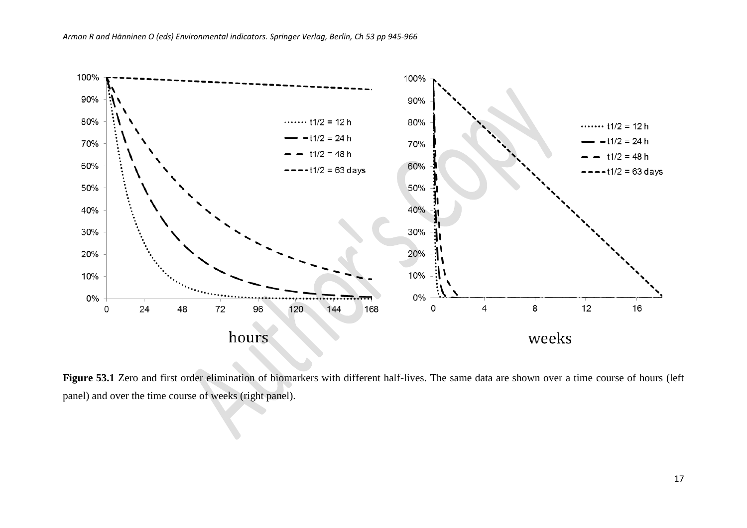**Figure 53.1** Zero and first order elimination of biomarkers with different half-lives. The same data are shown over a time course of hours (left panel) and over the time course of weeks (right panel).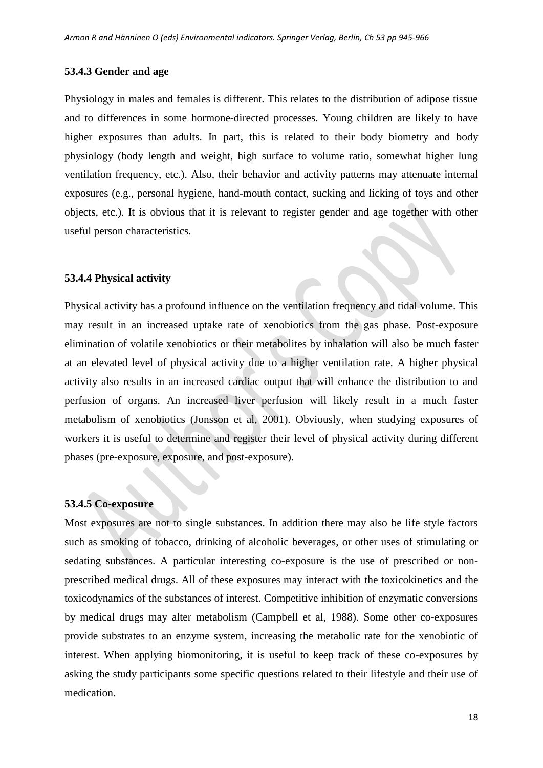### 53.4.3 Gender and age

Physiology in males and females is different. This relates to the distribution of adipose tissue and to differences in some hormone-directed processes. Young children are likely to have higher exposures than adults. In part, this is related to their body biometry and body physiology (body length and weight, high surface to volume ratio, somewhat higher lung ventilation frequency, etc.). Also, their behavior and activity patterns may attenuate internal exposures (e.g., personal hygiene, hand-mouth contact, sucking and licking of toys and other objects, etc.). It is obvious that it is relevant to register gender and age together with other useful person characteristics.

### 53.4.4 Physical activity

Physical activity has a profound influence on the ventilation frequency and tidal volume. This may result in an increased uptake rate of xenobiotics from the gas phase. Post-exposure elimination of volatile xenobiotics or their metabolites by inhalation will also be much faster at an elevated level of physical activity due to a higher ventilation rate. A higher physical activity also results in an increased cardiac output that will enhance the distribution to and perfusion of organs. An increased liver perfusion will likely result in a much faster metabolism of xenobiotics (Jonsson et al, 2001). Obviously, when studying exposures of workers it is useful to determine and register their level of physical activity during different phases (pre-exposure, exposure, and post-exposure).

### 53.4.5 Co-exposure

Most exposures are not to single substances. In addition there may also be life style factors such as smoking of tobacco, drinking of alcoholic beverages, or other uses of stimulating or sedating substances. A particular interesting co-exposure is the use of prescribed or non-prescribed medical drugs. All of these exposures may interact with the toxicokinetics and the toxicodynamics of the substances of interest. Competitive inhibition of enzymatic conversions by medical drugs may alter metabolism (Campbell et al, 1988). Some other co-exposures provide substrates to an enzyme system, increasing the metabolic rate for the xenobiotic of interest. When applying biomonitoring, it is useful to keep track of these co-exposures by asking the study participants some specific questions related to their lifestyle and their use of medication.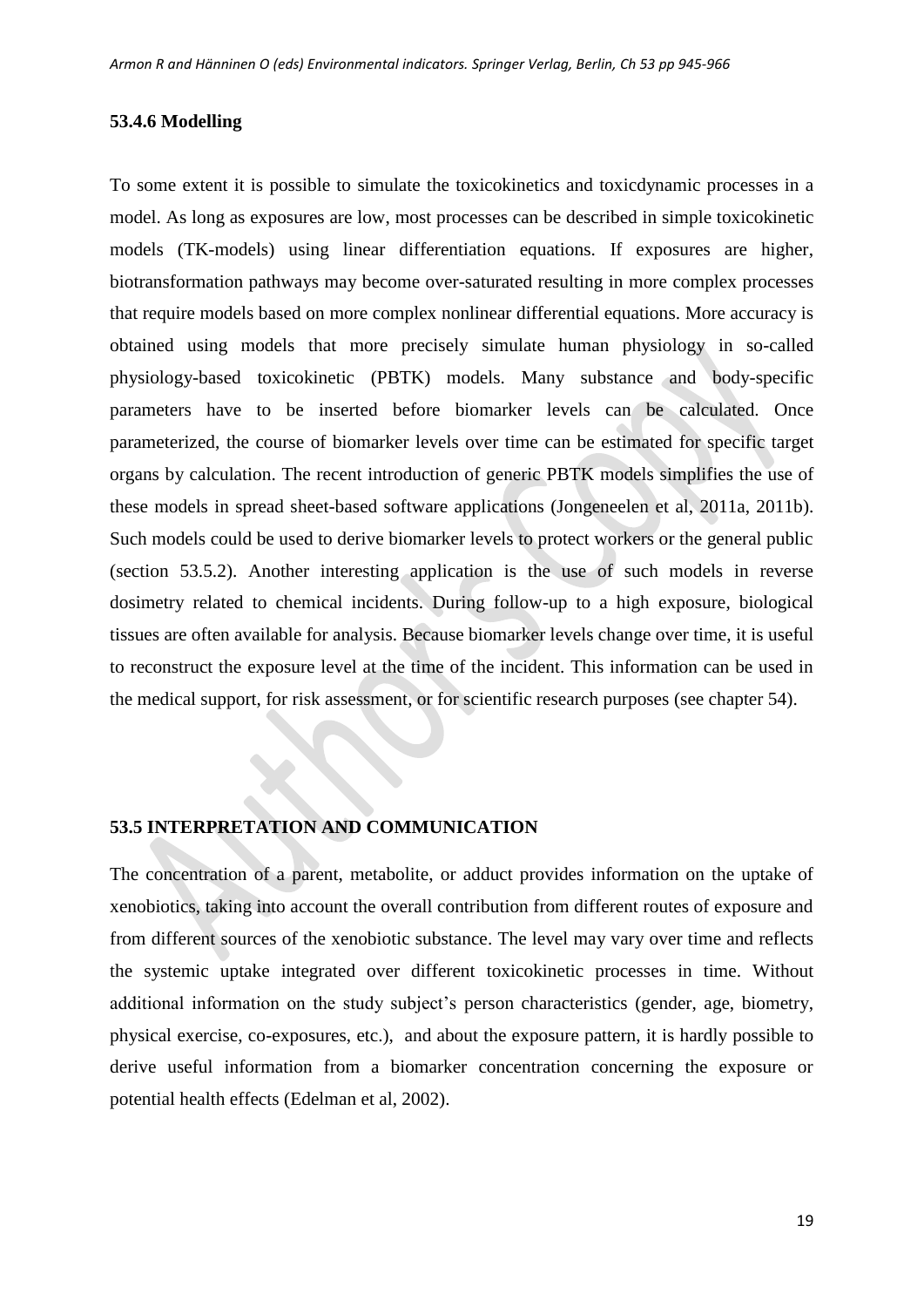### 53.4.6 Modelling

To some extent it is possible to simulate the toxicokinetics and toxicdynamic processes in a model. As long as exposures are low, most processes can be described in simple toxicokinetic models (TK-models) using linear differentiation equations. If exposures are higher, biotransformation pathways may become over-saturated resulting in more complex processes that require models based on more complex nonlinear differential equations. More accuracy is obtained using models that more precisely simulate human physiology in so-called physiology-based toxicokinetic (PBTK) models. Many substance and body-specific parameters have to be inserted before biomarker levels can be calculated. Once parameterized, the course of biomarker levels over time can be estimated for specific target organs by calculation. The recent introduction of generic PBTK models simplifies the use of these models in spread sheet-based software applications (Jongeneelen et al, 2011a, 2011b). Such models could be used to derive biomarker levels to protect workers or the general public (section 53.5.2). Another interesting application is the use of such models in reverse dosimetry related to chemical incidents. During follow-up to a high exposure, biological tissues are often available for analysis. Because biomarker levels change over time, it is useful to reconstruct the exposure level at the time of the incident. This information can be used in the medical support, for risk assessment, or for scientific research purposes (see chapter 54).

## 53.5 INTERPRETATION AND COMMUNICATION

The concentration of a parent, metabolite, or adduct provides information on the uptake of xenobiotics, taking into account the overall contribution from different routes of exposure and from different sources of the xenobiotic substance. The level may vary over time and reflects the systemic uptake integrated over different toxicokinetic processes in time. Without additional information on the study subject's person characteristics (gender, age, biometry, physical exercise, co-exposures, etc.), and about the exposure pattern, it is hardly possible to derive useful information from a biomarker concentration concerning the exposure or potential health effects (Edelman et al, 2002).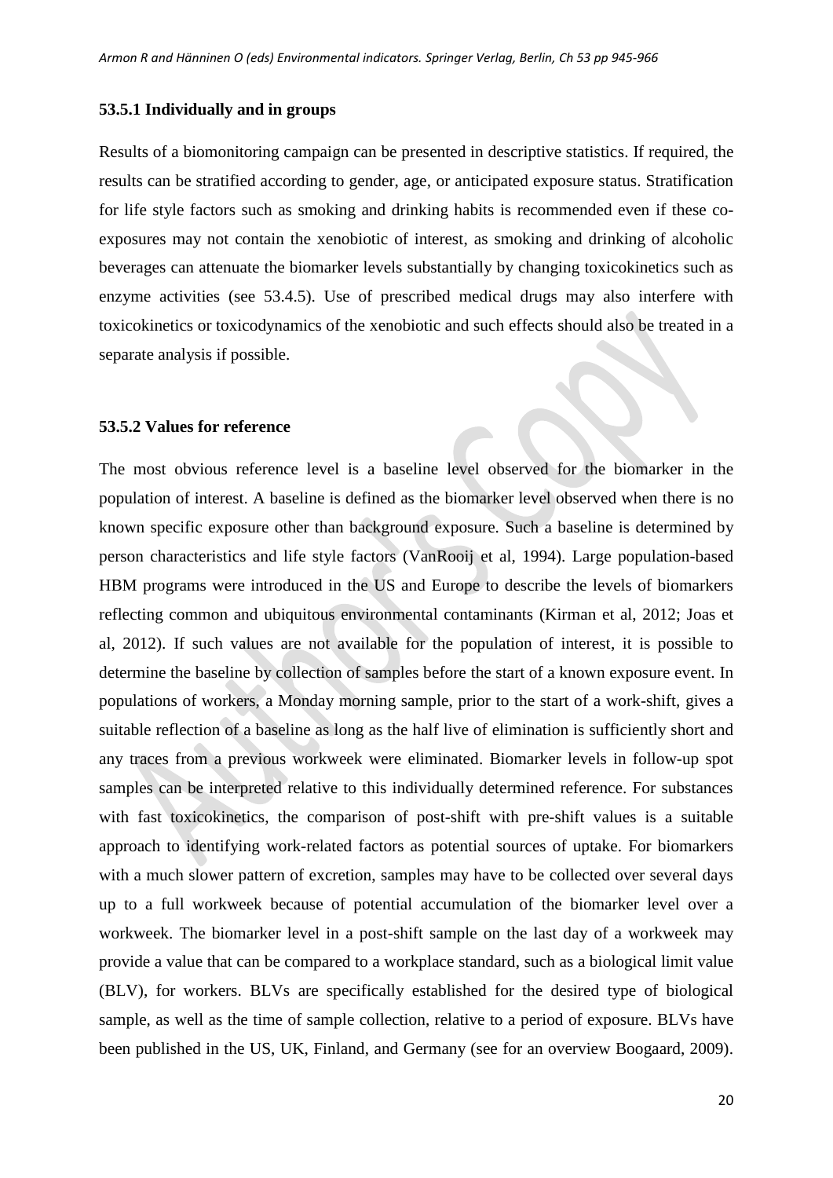### 53.5.1 Individually and in groups

Results of a biomonitoring campaign can be presented in descriptive statistics. If required, the results can be stratified according to gender, age, or anticipated exposure status. Stratification for life style factors such as smoking and drinking habits is recommended even if these co-exposures may not contain the xenobiotic of interest, as smoking and drinking of alcoholic beverages can attenuate the biomarker levels substantially by changing toxicokinetics such as enzyme activities (see 53.4.5). Use of prescribed medical drugs may also interfere with toxicokinetics or toxicodynamics of the xenobiotic and such effects should also be treated in a separate analysis if possible.

### 53.5.2 Values for reference

The most obvious reference level is a baseline level observed for the biomarker in the population of interest. A baseline is defined as the biomarker level observed when there is no known specific exposure other than background exposure. Such a baseline is determined by person characteristics and life style factors (VanRooij et al, 1994). Large population-based HBM programs were introduced in the US and Europe to describe the levels of biomarkers reflecting common and ubiquitous environmental contaminants (Kirman et al, 2012; Joas et al, 2012). If such values are not available for the population of interest, it is possible to determine the baseline by collection of samples before the start of a known exposure event. In populations of workers, a Monday morning sample, prior to the start of a work-shift, gives a suitable reflection of a baseline as long as the half live of elimination is sufficiently short and any traces from a previous workweek were eliminated. Biomarker levels in follow-up spot samples can be interpreted relative to this individually determined reference. For substances with fast toxicokinetics, the comparison of post-shift with pre-shift values is a suitable approach to identifying work-related factors as potential sources of uptake. For biomarkers with a much slower pattern of excretion, samples may have to be collected over several days up to a full workweek because of potential accumulation of the biomarker level over a workweek. The biomarker level in a post-shift sample on the last day of a workweek may provide a value that can be compared to a workplace standard, such as a biological limit value (BLV), for workers. BLVs are specifically established for the desired type of biological sample, as well as the time of sample collection, relative to a period of exposure. BLVs have been published in the US, UK, Finland, and Germany (see for an overview Boogaard, 2009).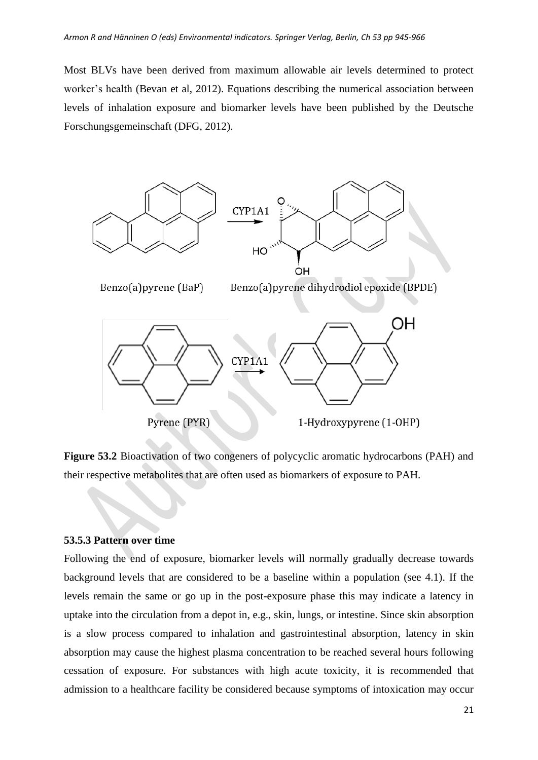Most BLVs have been derived from maximum allowable air levels determined to protect worker's health (Bevan et al, 2012). Equations describing the numerical association between levels of inhalation exposure and biomarker levels have been published by the Deutsche Forschungsgemeinschaft (DFG, 2012).

**Figure 53.2** Bioactivation of two congeners of polycyclic aromatic hydrocarbons (PAH) and their respective metabolites that are often used as biomarkers of exposure to PAH.

### 53.5.3 Pattern over time

Following the end of exposure, biomarker levels will normally gradually decrease towards background levels that are considered to be a baseline within a population (see 4.1). If the levels remain the same or go up in the post-exposure phase this may indicate a latency in uptake into the circulation from a depot in, e.g., skin, lungs, or intestine. Since skin absorption is a slow process compared to inhalation and gastrointestinal absorption, latency in skin absorption may cause the highest plasma concentration to be reached several hours following cessation of exposure. For substances with high acute toxicity, it is recommended that admission to a healthcare facility be considered because symptoms of intoxication may occur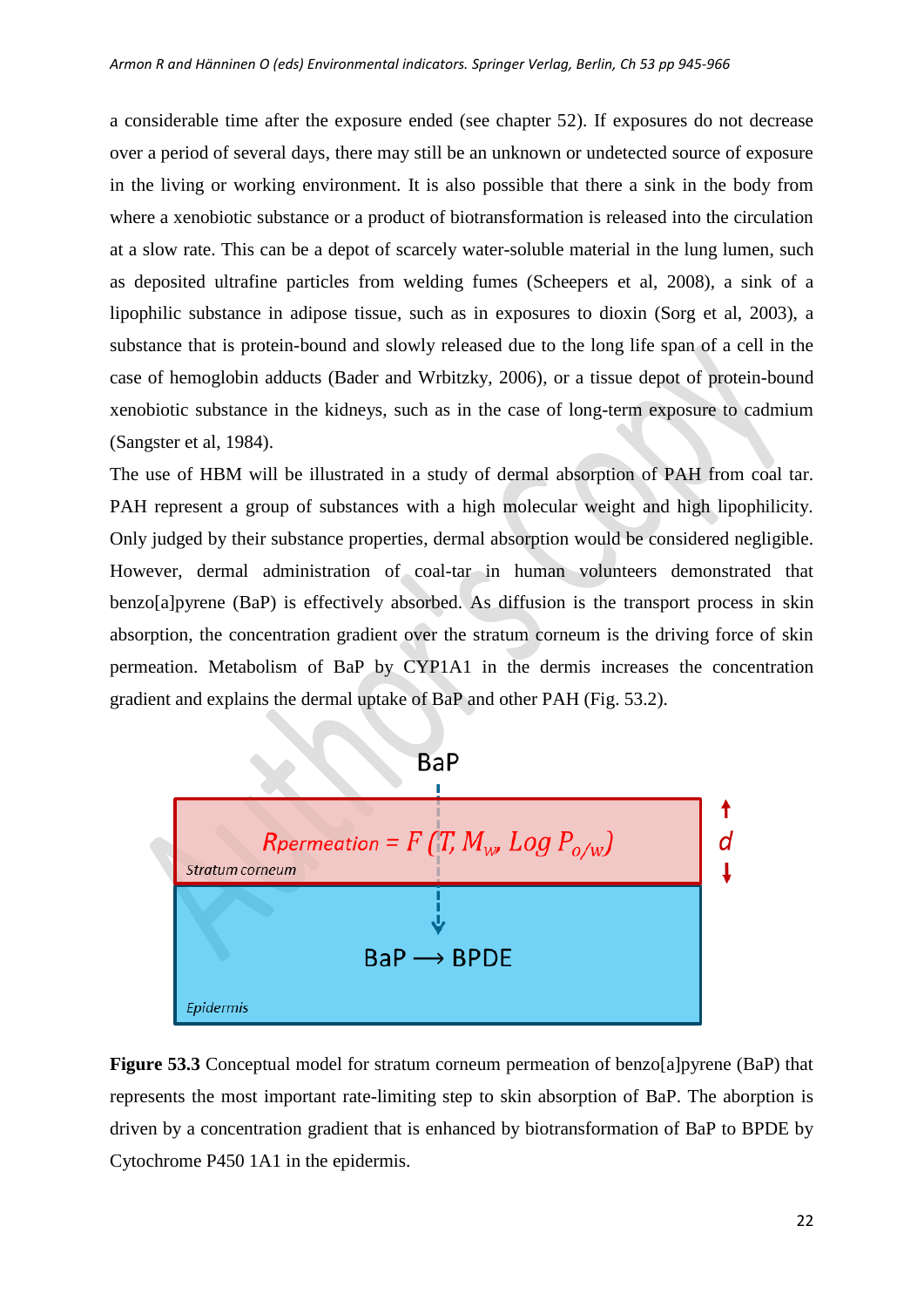a considerable time after the exposure ended (see chapter 52). If exposures do not decrease over a period of several days, there may still be an unknown or undetected source of exposure in the living or working environment. It is also possible that there a sink in the body from where a xenobiotic substance or a product of biotransformation is released into the circulation at a slow rate. This can be a depot of scarcely water-soluble material in the lung lumen, such as deposited ultrafine particles from welding fumes (Scheepers et al, 2008), a sink of a lipophilic substance in adipose tissue, such as in exposures to dioxin (Sorg et al, 2003), a substance that is protein-bound and slowly released due to the long life span of a cell in the case of hemoglobin adducts (Bader and Wrbitzky, 2006), or a tissue depot of protein-bound xenobiotic substance in the kidneys, such as in the case of long-term exposure to cadmium (Sangster et al, 1984).

The use of HBM will be illustrated in a study of dermal absorption of PAH from coal tar. PAH represent a group of substances with a high molecular weight and high lipophilicity. Only judged by their substance properties, dermal absorption would be considered negligible. However, dermal administration of coal-tar in human volunteers demonstrated that benzo[a]pyrene (BaP) is effectively absorbed. As diffusion is the transport process in skin absorption, the concentration gradient over the stratum corneum is the driving force of skin permeation. Metabolism of BaP by CYP1A1 in the dermis increases the concentration gradient and explains the dermal uptake of BaP and other PAH (Fig. 53.2).

BaP

$R_{permeation} = F\,(T, M_w, Log\ P_{o/w})$

*d*

Stratum corneum

BaP ⟶ BPDE

Epidermis

**Figure 53.3** Conceptual model for stratum corneum permeation of benzo[a]pyrene (BaP) that represents the most important rate-limiting step to skin absorption of BaP. The aborption is driven by a concentration gradient that is enhanced by biotransformation of BaP to BPDE by Cytochrome P450 1A1 in the epidermis.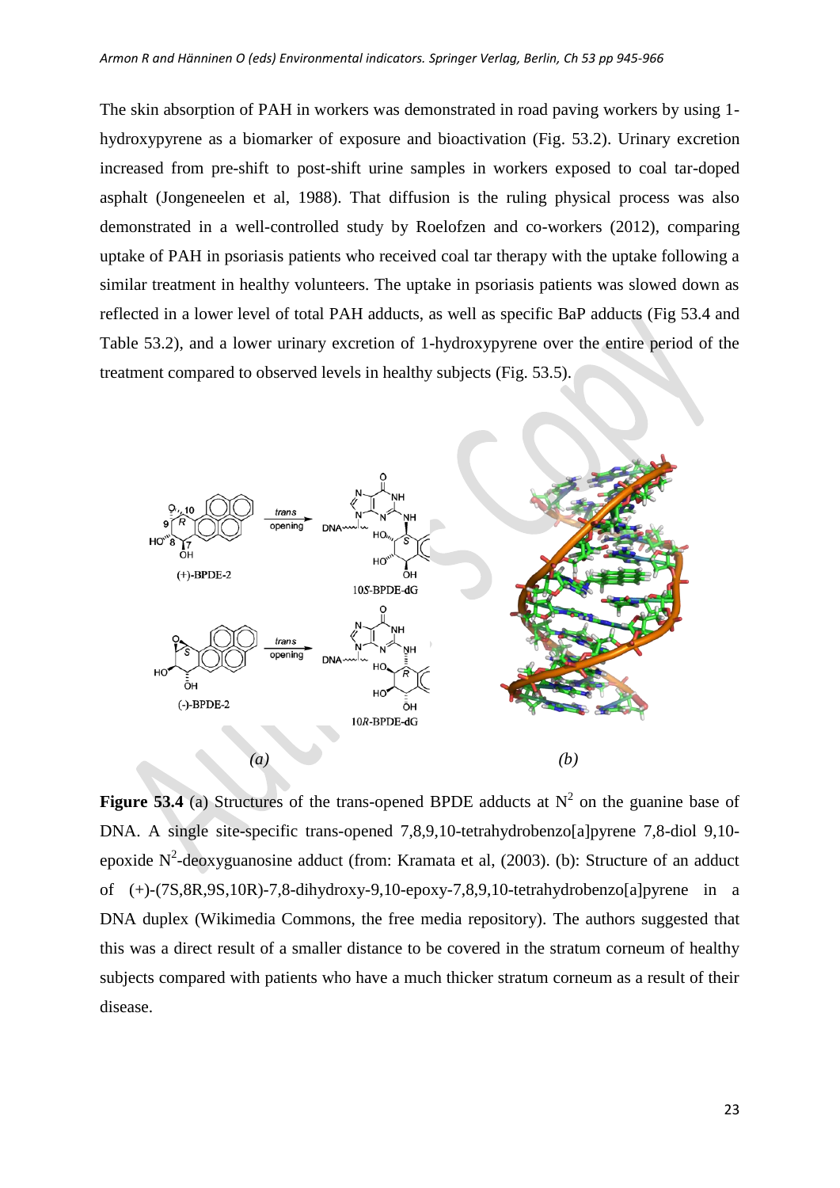The skin absorption of PAH in workers was demonstrated in road paving workers by using 1-hydroxypyrene as a biomarker of exposure and bioactivation (Fig. 53.2). Urinary excretion increased from pre-shift to post-shift urine samples in workers exposed to coal tar-doped asphalt (Jongeneelen et al, 1988). That diffusion is the ruling physical process was also demonstrated in a well-controlled study by Roelofzen and co-workers (2012), comparing uptake of PAH in psoriasis patients who received coal tar therapy with the uptake following a similar treatment in healthy volunteers. The uptake in psoriasis patients was slowed down as reflected in a lower level of total PAH adducts, as well as specific BaP adducts (Fig 53.4 and Table 53.2), and a lower urinary excretion of 1-hydroxypyrene over the entire period of the treatment compared to observed levels in healthy subjects (Fig. 53.5).

*(a)* *(b)*

**Figure 53.4** (a) Structures of the trans-opened BPDE adducts at $N^2$ on the guanine base of DNA. A single site-specific trans-opened 7,8,9,10-tetrahydrobenzo[a]pyrene 7,8-diol 9,10-epoxide $N^2$-deoxyguanosine adduct (from: Kramata et al, (2003). (b): Structure of an adduct of (+)-(7S,8R,9S,10R)-7,8-dihydroxy-9,10-epoxy-7,8,9,10-tetrahydrobenzo[a]pyrene in a DNA duplex (Wikimedia Commons, the free media repository). The authors suggested that this was a direct result of a smaller distance to be covered in the stratum corneum of healthy subjects compared with patients who have a much thicker stratum corneum as a result of their disease.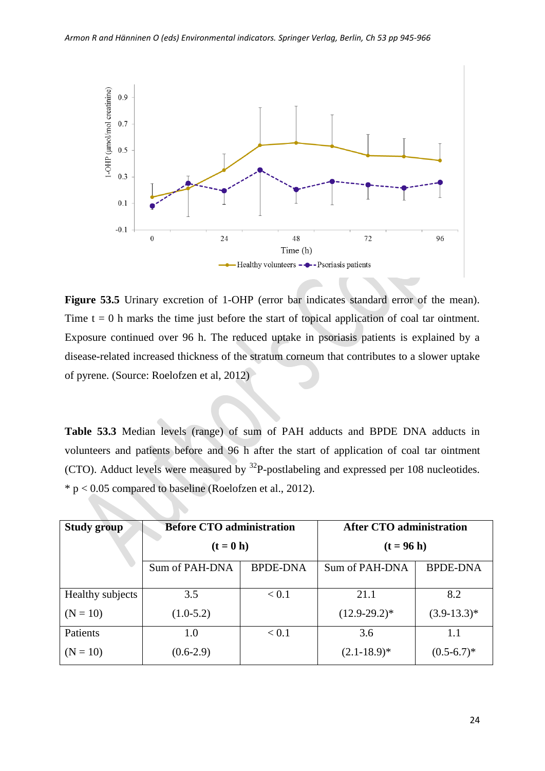**Figure 53.5** Urinary excretion of 1-OHP (error bar indicates standard error of the mean). Time t = 0 h marks the time just before the start of topical application of coal tar ointment. Exposure continued over 96 h. The reduced uptake in psoriasis patients is explained by a disease-related increased thickness of the stratum corneum that contributes to a slower uptake of pyrene. (Source: Roelofzen et al, 2012)

**Table 53.3** Median levels (range) of sum of PAH adducts and BPDE DNA adducts in volunteers and patients before and 96 h after the start of application of coal tar ointment (CTO). Adduct levels were measured by $^{32}$P-postlabeling and expressed per 108 nucleotides. * $p < 0.05$ compared to baseline (Roelofzen et al., 2012).

| **Study group** | **Before CTO administration (t = 0 h)** | | **After CTO administration (t = 96 h)** | |
|---|---|---|---|---|
| | Sum of PAH-DNA | BPDE-DNA | Sum of PAH-DNA | BPDE-DNA |
| Healthy subjects (N = 10) | 3.5 (1.0-5.2) | < 0.1 | 21.1 (12.9-29.2)* | 8.2 (3.9-13.3)* |
| Patients (N = 10) | 1.0 (0.6-2.9) | < 0.1 | 3.6 (2.1-18.9)* | 1.1 (0.5-6.7)* |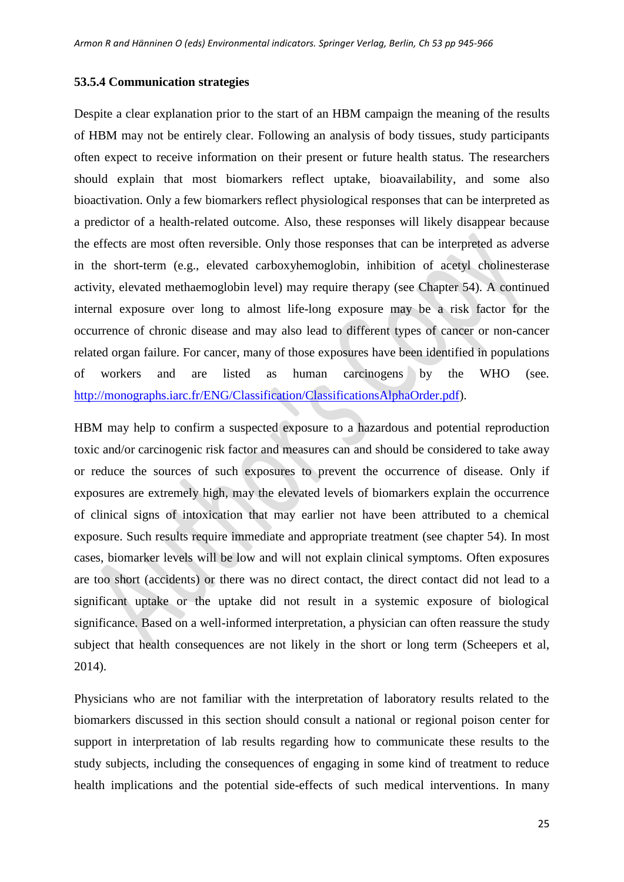### 53.5.4 Communication strategies

Despite a clear explanation prior to the start of an HBM campaign the meaning of the results of HBM may not be entirely clear. Following an analysis of body tissues, study participants often expect to receive information on their present or future health status. The researchers should explain that most biomarkers reflect uptake, bioavailability, and some also bioactivation. Only a few biomarkers reflect physiological responses that can be interpreted as a predictor of a health-related outcome. Also, these responses will likely disappear because the effects are most often reversible. Only those responses that can be interpreted as adverse in the short-term (e.g., elevated carboxyhemoglobin, inhibition of acetyl cholinesterase activity, elevated methaemoglobin level) may require therapy (see Chapter 54). A continued internal exposure over long to almost life-long exposure may be a risk factor for the occurrence of chronic disease and may also lead to different types of cancer or non-cancer related organ failure. For cancer, many of those exposures have been identified in populations of workers and are listed as human carcinogens by the WHO (see. http://monographs.iarc.fr/ENG/Classification/ClassificationsAlphaOrder.pdf).

HBM may help to confirm a suspected exposure to a hazardous and potential reproduction toxic and/or carcinogenic risk factor and measures can and should be considered to take away or reduce the sources of such exposures to prevent the occurrence of disease. Only if exposures are extremely high, may the elevated levels of biomarkers explain the occurrence of clinical signs of intoxication that may earlier not have been attributed to a chemical exposure. Such results require immediate and appropriate treatment (see chapter 54). In most cases, biomarker levels will be low and will not explain clinical symptoms. Often exposures are too short (accidents) or there was no direct contact, the direct contact did not lead to a significant uptake or the uptake did not result in a systemic exposure of biological significance. Based on a well-informed interpretation, a physician can often reassure the study subject that health consequences are not likely in the short or long term (Scheepers et al, 2014).

Physicians who are not familiar with the interpretation of laboratory results related to the biomarkers discussed in this section should consult a national or regional poison center for support in interpretation of lab results regarding how to communicate these results to the study subjects, including the consequences of engaging in some kind of treatment to reduce health implications and the potential side-effects of such medical interventions. In many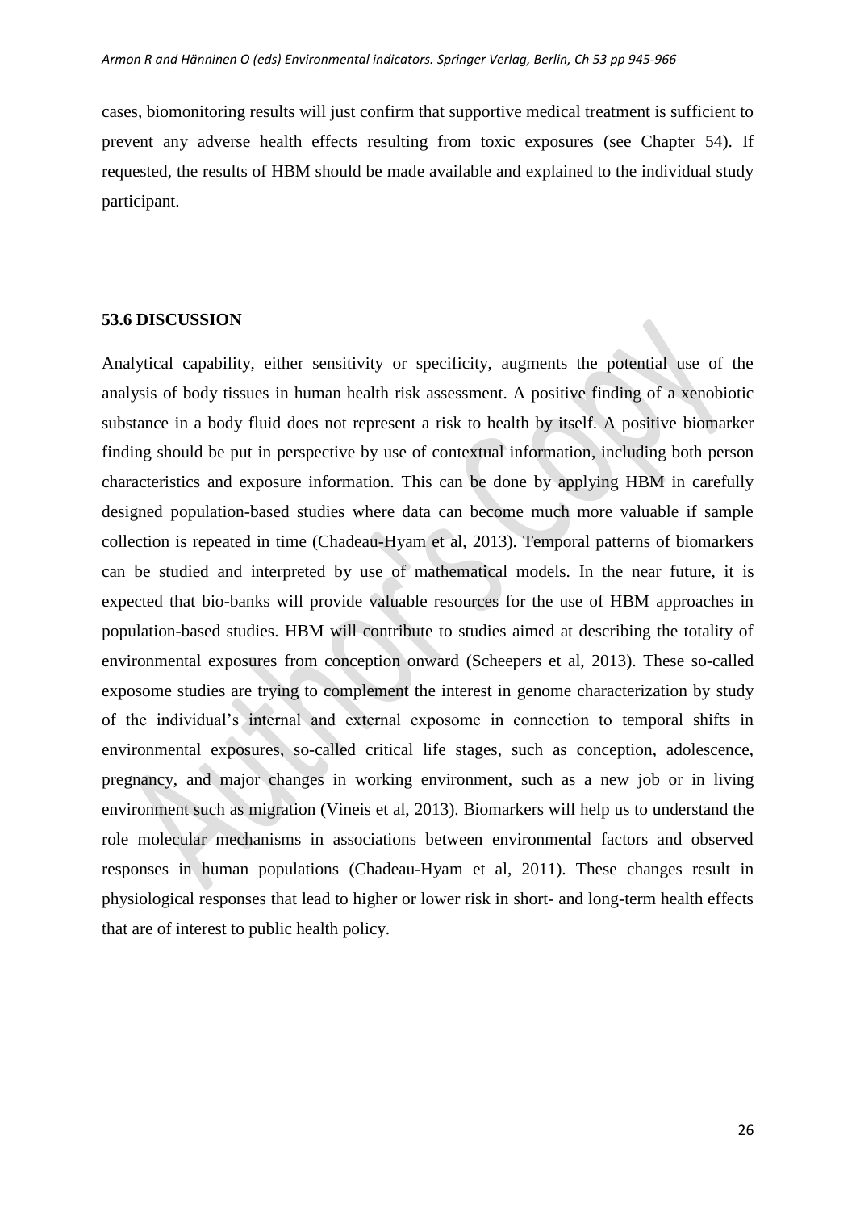cases, biomonitoring results will just confirm that supportive medical treatment is sufficient to prevent any adverse health effects resulting from toxic exposures (see Chapter 54). If requested, the results of HBM should be made available and explained to the individual study participant.

## 53.6 DISCUSSION

Analytical capability, either sensitivity or specificity, augments the potential use of the analysis of body tissues in human health risk assessment. A positive finding of a xenobiotic substance in a body fluid does not represent a risk to health by itself. A positive biomarker finding should be put in perspective by use of contextual information, including both person characteristics and exposure information. This can be done by applying HBM in carefully designed population-based studies where data can become much more valuable if sample collection is repeated in time (Chadeau-Hyam et al, 2013). Temporal patterns of biomarkers can be studied and interpreted by use of mathematical models. In the near future, it is expected that bio-banks will provide valuable resources for the use of HBM approaches in population-based studies. HBM will contribute to studies aimed at describing the totality of environmental exposures from conception onward (Scheepers et al, 2013). These so-called exposome studies are trying to complement the interest in genome characterization by study of the individual's internal and external exposome in connection to temporal shifts in environmental exposures, so-called critical life stages, such as conception, adolescence, pregnancy, and major changes in working environment, such as a new job or in living environment such as migration (Vineis et al, 2013). Biomarkers will help us to understand the role molecular mechanisms in associations between environmental factors and observed responses in human populations (Chadeau-Hyam et al, 2011). These changes result in physiological responses that lead to higher or lower risk in short- and long-term health effects that are of interest to public health policy.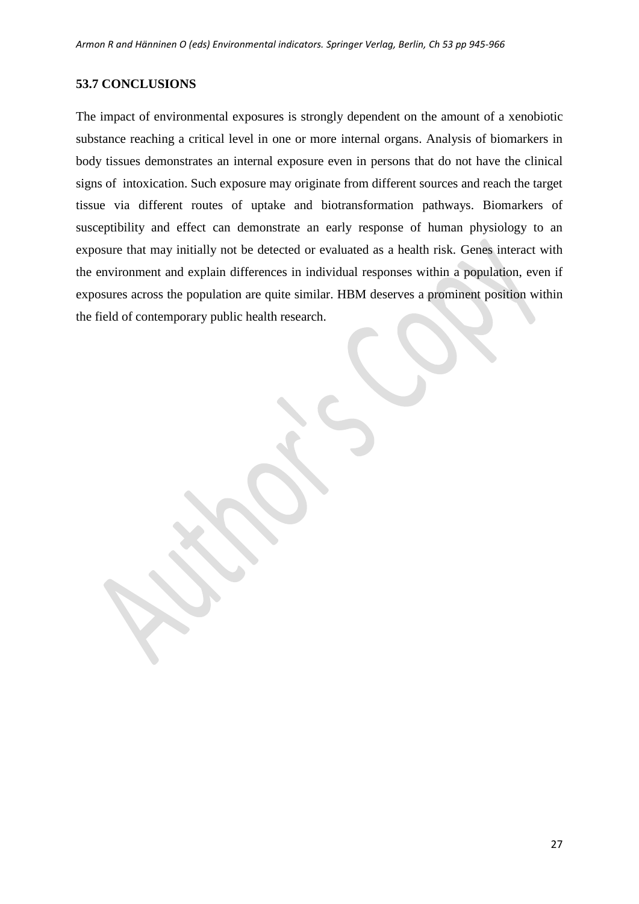## 53.7 CONCLUSIONS

The impact of environmental exposures is strongly dependent on the amount of a xenobiotic substance reaching a critical level in one or more internal organs. Analysis of biomarkers in body tissues demonstrates an internal exposure even in persons that do not have the clinical signs of intoxication. Such exposure may originate from different sources and reach the target tissue via different routes of uptake and biotransformation pathways. Biomarkers of susceptibility and effect can demonstrate an early response of human physiology to an exposure that may initially not be detected or evaluated as a health risk. Genes interact with the environment and explain differences in individual responses within a population, even if exposures across the population are quite similar. HBM deserves a prominent position within the field of contemporary public health research.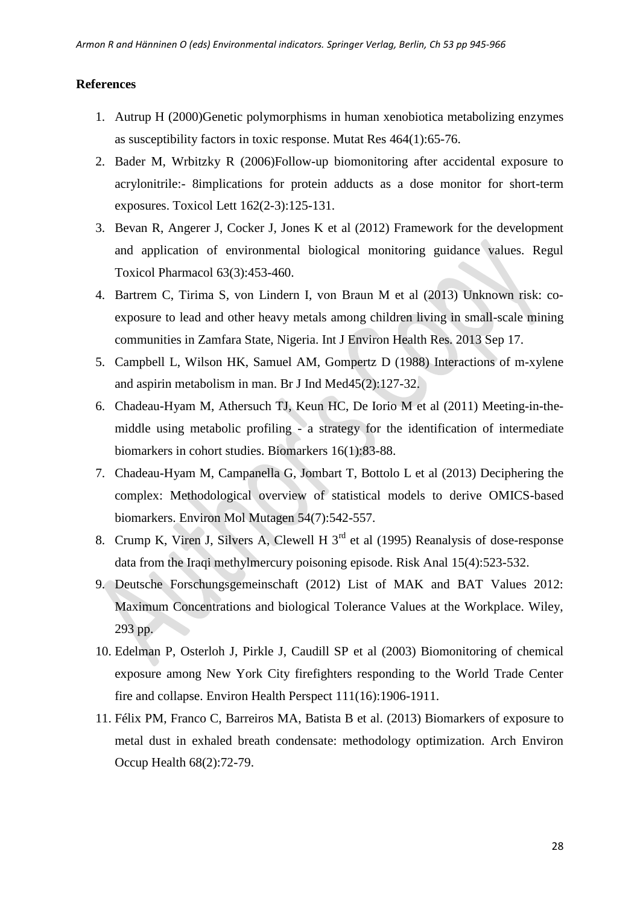**References**

1. Autrup H (2000)Genetic polymorphisms in human xenobiotica metabolizing enzymes as susceptibility factors in toxic response. Mutat Res 464(1):65-76.
2. Bader M, Wrbitzky R (2006)Follow-up biomonitoring after accidental exposure to acrylonitrile:- 8implications for protein adducts as a dose monitor for short-term exposures. Toxicol Lett 162(2-3):125-131.
3. Bevan R, Angerer J, Cocker J, Jones K et al (2012) Framework for the development and application of environmental biological monitoring guidance values. Regul Toxicol Pharmacol 63(3):453-460.
4. Bartrem C, Tirima S, von Lindern I, von Braun M et al (2013) Unknown risk: co-exposure to lead and other heavy metals among children living in small-scale mining communities in Zamfara State, Nigeria. Int J Environ Health Res. 2013 Sep 17.
5. Campbell L, Wilson HK, Samuel AM, Gompertz D (1988) Interactions of m-xylene and aspirin metabolism in man. Br J Ind Med45(2):127-32.
6. Chadeau-Hyam M, Athersuch TJ, Keun HC, De Iorio M et al (2011) Meeting-in-the-middle using metabolic profiling - a strategy for the identification of intermediate biomarkers in cohort studies. Biomarkers 16(1):83-88.
7. Chadeau-Hyam M, Campanella G, Jombart T, Bottolo L et al (2013) Deciphering the complex: Methodological overview of statistical models to derive OMICS-based biomarkers. Environ Mol Mutagen 54(7):542-557.
8. Crump K, Viren J, Silvers A, Clewell H 3rd et al (1995) Reanalysis of dose-response data from the Iraqi methylmercury poisoning episode. Risk Anal 15(4):523-532.
9. Deutsche Forschungsgemeinschaft (2012) List of MAK and BAT Values 2012: Maximum Concentrations and biological Tolerance Values at the Workplace. Wiley, 293 pp.
10. Edelman P, Osterloh J, Pirkle J, Caudill SP et al (2003) Biomonitoring of chemical exposure among New York City firefighters responding to the World Trade Center fire and collapse. Environ Health Perspect 111(16):1906-1911.
11. Félix PM, Franco C, Barreiros MA, Batista B et al. (2013) Biomarkers of exposure to metal dust in exhaled breath condensate: methodology optimization. Arch Environ Occup Health 68(2):72-79.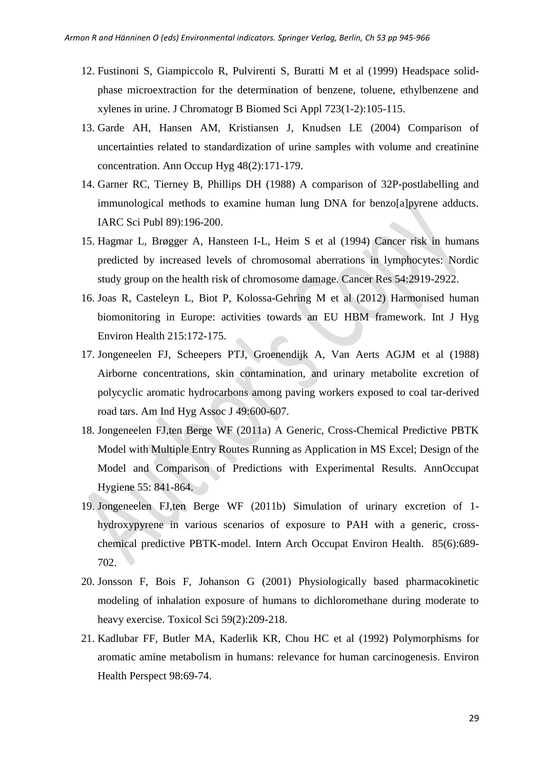12. Fustinoni S, Giampiccolo R, Pulvirenti S, Buratti M et al (1999) Headspace solid-phase microextraction for the determination of benzene, toluene, ethylbenzene and xylenes in urine. J Chromatogr B Biomed Sci Appl 723(1-2):105-115.
13. Garde AH, Hansen AM, Kristiansen J, Knudsen LE (2004) Comparison of uncertainties related to standardization of urine samples with volume and creatinine concentration. Ann Occup Hyg 48(2):171-179.
14. Garner RC, Tierney B, Phillips DH (1988) A comparison of 32P-postlabelling and immunological methods to examine human lung DNA for benzo[a]pyrene adducts. IARC Sci Publ 89):196-200.
15. Hagmar L, Brøgger A, Hansteen I-L, Heim S et al (1994) Cancer risk in humans predicted by increased levels of chromosomal aberrations in lymphocytes: Nordic study group on the health risk of chromosome damage. Cancer Res 54:2919-2922.
16. Joas R, Casteleyn L, Biot P, Kolossa-Gehring M et al (2012) Harmonised human biomonitoring in Europe: activities towards an EU HBM framework. Int J Hyg Environ Health 215:172-175.
17. Jongeneelen FJ, Scheepers PTJ, Groenendijk A, Van Aerts AGJM et al (1988) Airborne concentrations, skin contamination, and urinary metabolite excretion of polycyclic aromatic hydrocarbons among paving workers exposed to coal tar-derived road tars. Am Ind Hyg Assoc J 49:600-607.
18. Jongeneelen FJ,ten Berge WF (2011a) A Generic, Cross-Chemical Predictive PBTK Model with Multiple Entry Routes Running as Application in MS Excel; Design of the Model and Comparison of Predictions with Experimental Results. AnnOccupat Hygiene 55: 841-864.
19. Jongeneelen FJ,ten Berge WF (2011b) Simulation of urinary excretion of 1-hydroxypyrene in various scenarios of exposure to PAH with a generic, cross-chemical predictive PBTK-model. Intern Arch Occupat Environ Health. 85(6):689-702.
20. Jonsson F, Bois F, Johanson G (2001) Physiologically based pharmacokinetic modeling of inhalation exposure of humans to dichloromethane during moderate to heavy exercise. Toxicol Sci 59(2):209-218.
21. Kadlubar FF, Butler MA, Kaderlik KR, Chou HC et al (1992) Polymorphisms for aromatic amine metabolism in humans: relevance for human carcinogenesis. Environ Health Perspect 98:69-74.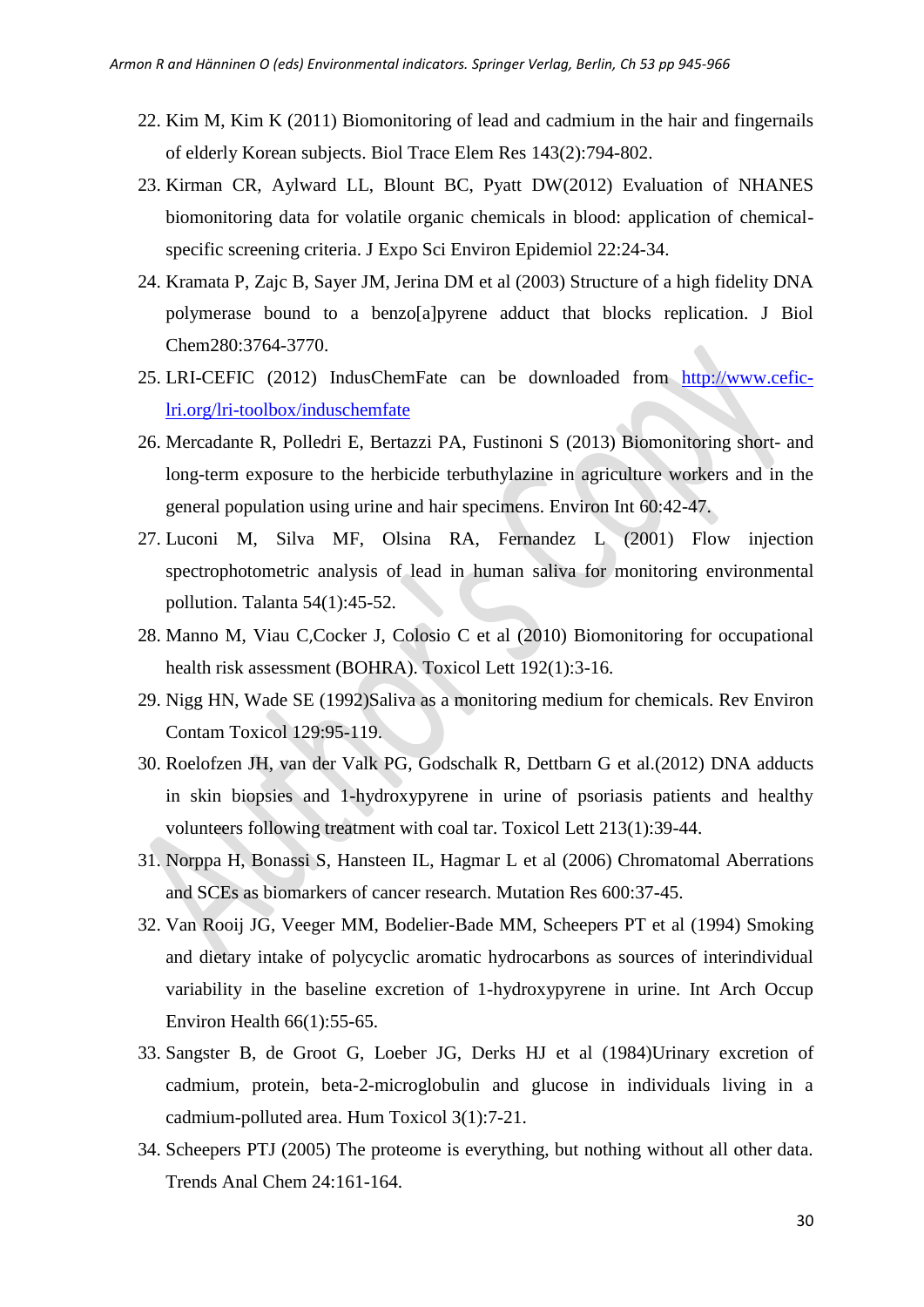22. Kim M, Kim K (2011) Biomonitoring of lead and cadmium in the hair and fingernails of elderly Korean subjects. Biol Trace Elem Res 143(2):794-802.
23. Kirman CR, Aylward LL, Blount BC, Pyatt DW(2012) Evaluation of NHANES biomonitoring data for volatile organic chemicals in blood: application of chemical-specific screening criteria. J Expo Sci Environ Epidemiol 22:24-34.
24. Kramata P, Zajc B, Sayer JM, Jerina DM et al (2003) Structure of a high fidelity DNA polymerase bound to a benzo[a]pyrene adduct that blocks replication. J Biol Chem280:3764-3770.
25. LRI-CEFIC (2012) IndusChemFate can be downloaded from [http://www.cefic-lri.org/lri-toolbox/induschemfate](http://www.cefic-lri.org/lri-toolbox/induschemfate)
26. Mercadante R, Polledri E, Bertazzi PA, Fustinoni S (2013) Biomonitoring short- and long-term exposure to the herbicide terbuthylazine in agriculture workers and in the general population using urine and hair specimens. Environ Int 60:42-47.
27. Luconi M, Silva MF, Olsina RA, Fernandez L (2001) Flow injection spectrophotometric analysis of lead in human saliva for monitoring environmental pollution. Talanta 54(1):45-52.
28. Manno M, Viau C,Cocker J, Colosio C et al (2010) Biomonitoring for occupational health risk assessment (BOHRA). Toxicol Lett 192(1):3-16.
29. Nigg HN, Wade SE (1992)Saliva as a monitoring medium for chemicals. Rev Environ Contam Toxicol 129:95-119.
30. Roelofzen JH, van der Valk PG, Godschalk R, Dettbarn G et al.(2012) DNA adducts in skin biopsies and 1-hydroxypyrene in urine of psoriasis patients and healthy volunteers following treatment with coal tar. Toxicol Lett 213(1):39-44.
31. Norppa H, Bonassi S, Hansteen IL, Hagmar L et al (2006) Chromatomal Aberrations and SCEs as biomarkers of cancer research. Mutation Res 600:37-45.
32. Van Rooij JG, Veeger MM, Bodelier-Bade MM, Scheepers PT et al (1994) Smoking and dietary intake of polycyclic aromatic hydrocarbons as sources of interindividual variability in the baseline excretion of 1-hydroxypyrene in urine. Int Arch Occup Environ Health 66(1):55-65.
33. Sangster B, de Groot G, Loeber JG, Derks HJ et al (1984)Urinary excretion of cadmium, protein, beta-2-microglobulin and glucose in individuals living in a cadmium-polluted area. Hum Toxicol 3(1):7-21.
34. Scheepers PTJ (2005) The proteome is everything, but nothing without all other data. Trends Anal Chem 24:161-164.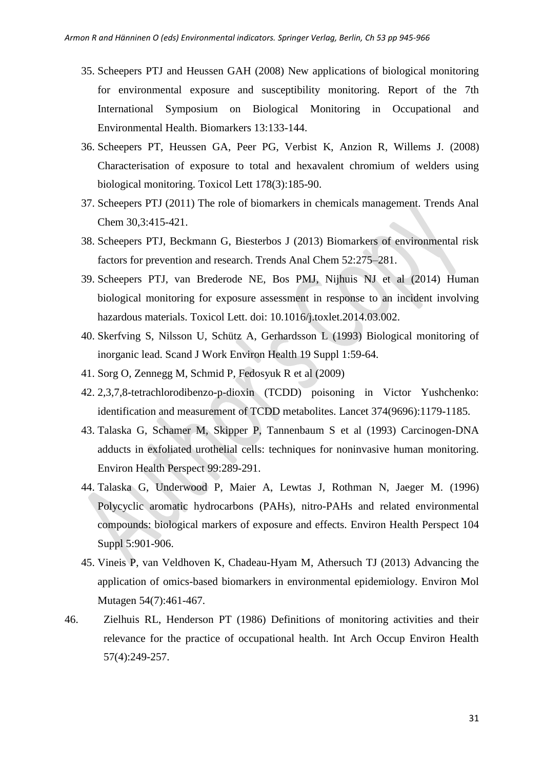35. Scheepers PTJ and Heussen GAH (2008) New applications of biological monitoring for environmental exposure and susceptibility monitoring. Report of the 7th International Symposium on Biological Monitoring in Occupational and Environmental Health. Biomarkers 13:133-144.
36. Scheepers PT, Heussen GA, Peer PG, Verbist K, Anzion R, Willems J. (2008) Characterisation of exposure to total and hexavalent chromium of welders using biological monitoring. Toxicol Lett 178(3):185-90.
37. Scheepers PTJ (2011) The role of biomarkers in chemicals management. Trends Anal Chem 30,3:415-421.
38. Scheepers PTJ, Beckmann G, Biesterbos J (2013) Biomarkers of environmental risk factors for prevention and research. Trends Anal Chem 52:275–281.
39. Scheepers PTJ, van Brederode NE, Bos PMJ, Nijhuis NJ et al (2014) Human biological monitoring for exposure assessment in response to an incident involving hazardous materials. Toxicol Lett. doi: 10.1016/j.toxlet.2014.03.002.
40. Skerfving S, Nilsson U, Schütz A, Gerhardsson L (1993) Biological monitoring of inorganic lead. Scand J Work Environ Health 19 Suppl 1:59-64.
41. Sorg O, Zennegg M, Schmid P, Fedosyuk R et al (2009)
42. 2,3,7,8-tetrachlorodibenzo-p-dioxin (TCDD) poisoning in Victor Yushchenko: identification and measurement of TCDD metabolites. Lancet 374(9696):1179-1185.
43. Talaska G, Schamer M, Skipper P, Tannenbaum S et al (1993) Carcinogen-DNA adducts in exfoliated urothelial cells: techniques for noninvasive human monitoring. Environ Health Perspect 99:289-291.
44. Talaska G, Underwood P, Maier A, Lewtas J, Rothman N, Jaeger M. (1996) Polycyclic aromatic hydrocarbons (PAHs), nitro-PAHs and related environmental compounds: biological markers of exposure and effects. Environ Health Perspect 104 Suppl 5:901-906.
45. Vineis P, van Veldhoven K, Chadeau-Hyam M, Athersuch TJ (2013) Advancing the application of omics-based biomarkers in environmental epidemiology. Environ Mol Mutagen 54(7):461-467.
46. Zielhuis RL, Henderson PT (1986) Definitions of monitoring activities and their relevance for the practice of occupational health. Int Arch Occup Environ Health 57(4):249-257.